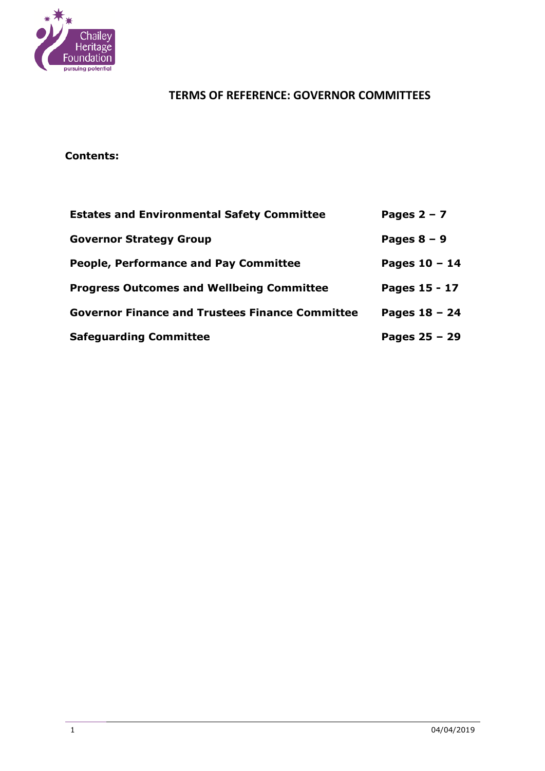# TERMS OF REFERENCE: GOVERNOR COMMITTEES

**Contents:**

| | |
|---|---|
| **Estates and Environmental Safety Committee** | **Pages 2 – 7** |
| **Governor Strategy Group** | **Pages 8 – 9** |
| **People, Performance and Pay Committee** | **Pages 10 – 14** |
| **Progress Outcomes and Wellbeing Committee** | **Pages 15 - 17** |
| **Governor Finance and Trustees Finance Committee** | **Pages 18 – 24** |
| **Safeguarding Committee** | **Pages 25 – 29** |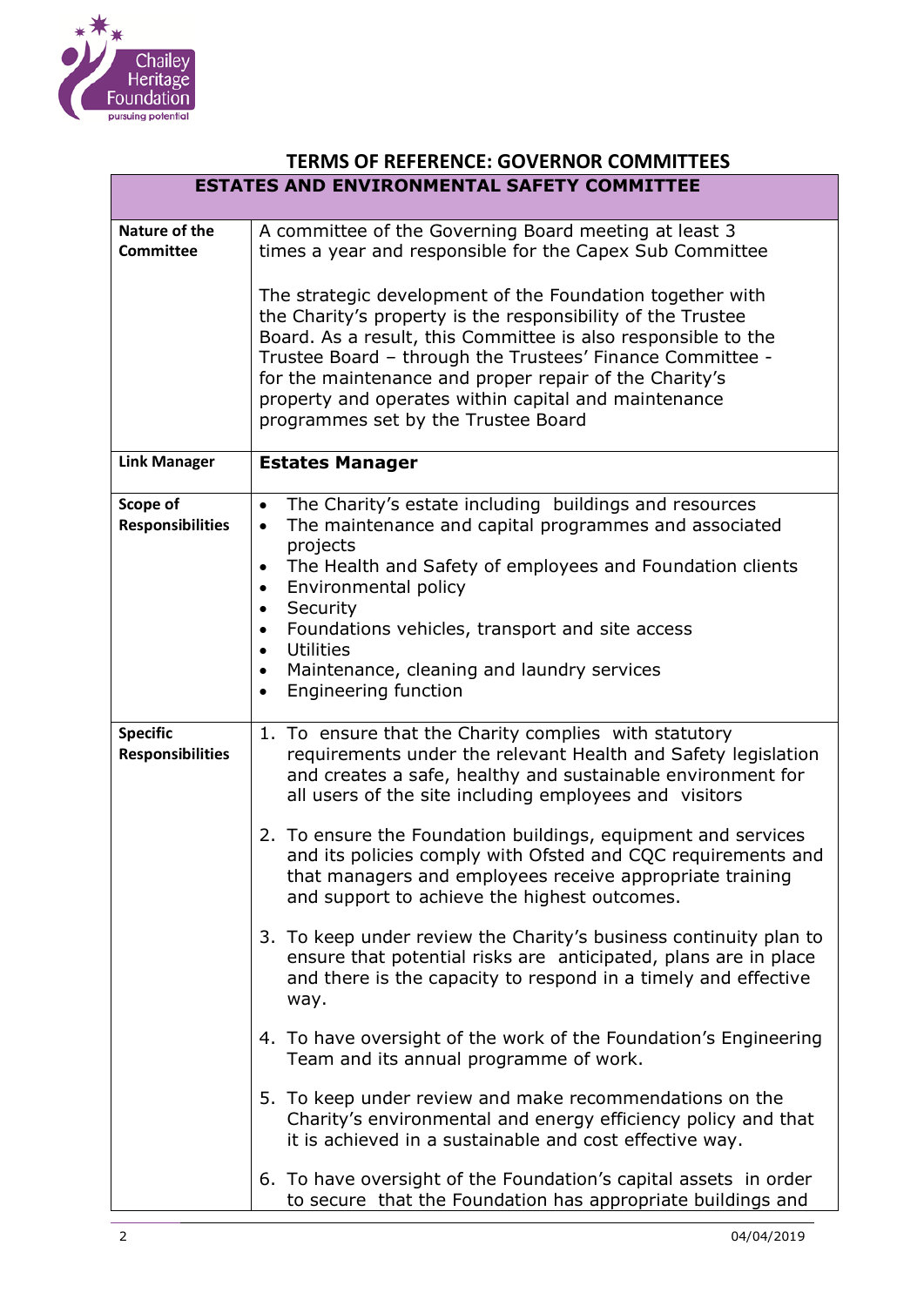## TERMS OF REFERENCE: GOVERNOR COMMITTEES

| ESTATES AND ENVIRONMENTAL SAFETY COMMITTEE | |
|---|---|
| **Nature of the Committee** | A committee of the Governing Board meeting at least 3 times a year and responsible for the Capex Sub Committee<br><br>The strategic development of the Foundation together with the Charity's property is the responsibility of the Trustee Board. As a result, this Committee is also responsible to the Trustee Board – through the Trustees' Finance Committee - for the maintenance and proper repair of the Charity's property and operates within capital and maintenance programmes set by the Trustee Board |
| **Link Manager** | **Estates Manager** |
| **Scope of Responsibilities** | • The Charity's estate including buildings and resources<br>• The maintenance and capital programmes and associated projects<br>• The Health and Safety of employees and Foundation clients<br>• Environmental policy<br>• Security<br>• Foundations vehicles, transport and site access<br>• Utilities<br>• Maintenance, cleaning and laundry services<br>• Engineering function |
| **Specific Responsibilities** | 1. To ensure that the Charity complies with statutory requirements under the relevant Health and Safety legislation and creates a safe, healthy and sustainable environment for all users of the site including employees and visitors<br><br>2. To ensure the Foundation buildings, equipment and services and its policies comply with Ofsted and CQC requirements and that managers and employees receive appropriate training and support to achieve the highest outcomes.<br><br>3. To keep under review the Charity's business continuity plan to ensure that potential risks are anticipated, plans are in place and there is the capacity to respond in a timely and effective way.<br><br>4. To have oversight of the work of the Foundation's Engineering Team and its annual programme of work.<br><br>5. To keep under review and make recommendations on the Charity's environmental and energy efficiency policy and that it is achieved in a sustainable and cost effective way.<br><br>6. To have oversight of the Foundation's capital assets in order to secure that the Foundation has appropriate buildings and |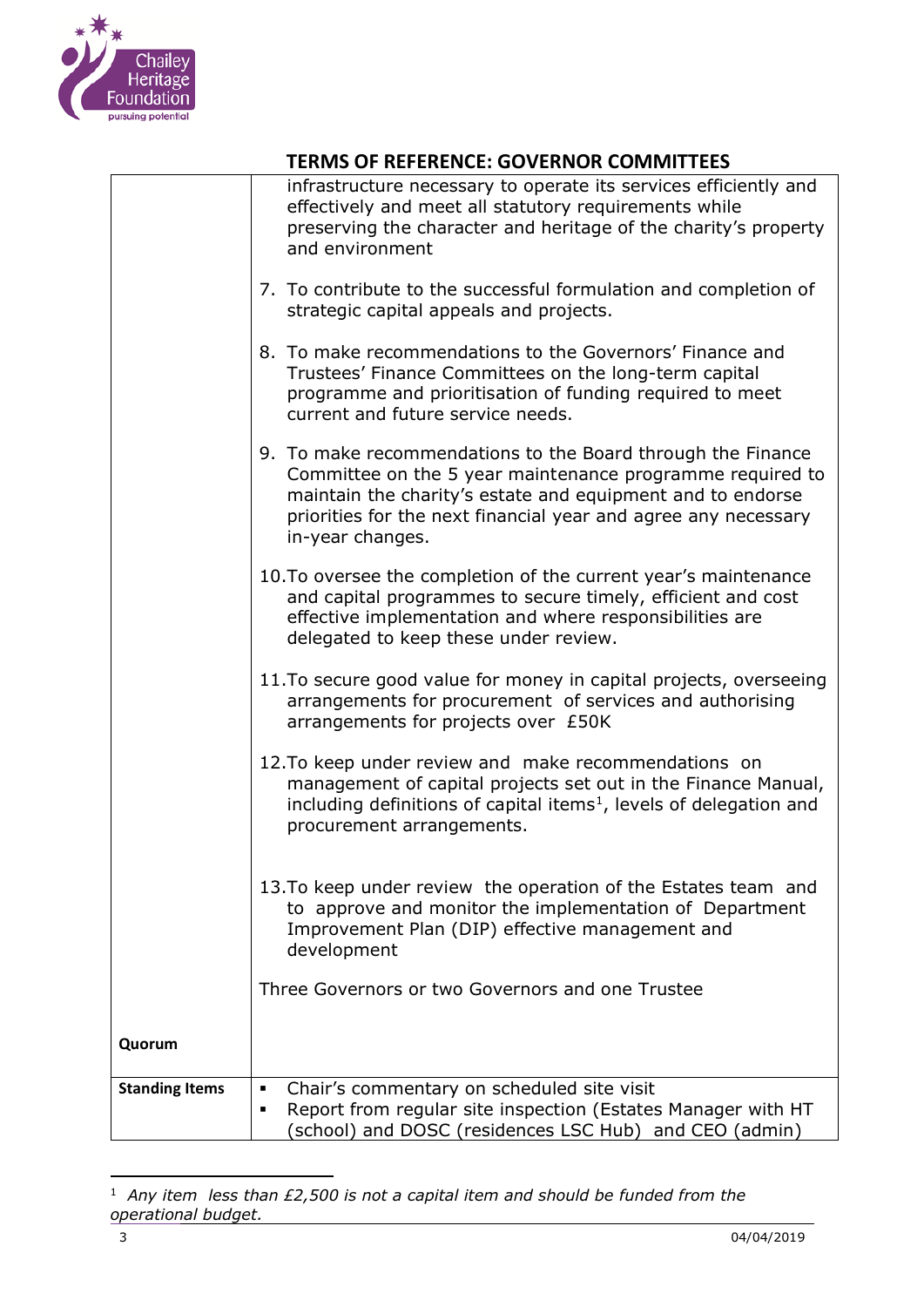## TERMS OF REFERENCE: GOVERNOR COMMITTEES

| | |
|---|---|
| | infrastructure necessary to operate its services efficiently and effectively and meet all statutory requirements while preserving the character and heritage of the charity's property and environment<br><br>7. To contribute to the successful formulation and completion of strategic capital appeals and projects.<br><br>8. To make recommendations to the Governors' Finance and Trustees' Finance Committees on the long-term capital programme and prioritisation of funding required to meet current and future service needs.<br><br>9. To make recommendations to the Board through the Finance Committee on the 5 year maintenance programme required to maintain the charity's estate and equipment and to endorse priorities for the next financial year and agree any necessary in-year changes.<br><br>10. To oversee the completion of the current year's maintenance and capital programmes to secure timely, efficient and cost effective implementation and where responsibilities are delegated to keep these under review.<br><br>11. To secure good value for money in capital projects, overseeing arrangements for procurement of services and authorising arrangements for projects over £50K<br><br>12. To keep under review and make recommendations on management of capital projects set out in the Finance Manual, including definitions of capital items[1], levels of delegation and procurement arrangements.<br><br>13. To keep under review the operation of the Estates team and to approve and monitor the implementation of Department Improvement Plan (DIP) effective management and development |
| **Quorum** | Three Governors or two Governors and one Trustee |
| **Standing Items** | ▪ Chair's commentary on scheduled site visit<br>▪ Report from regular site inspection (Estates Manager with HT (school) and DOSC (residences LSC Hub) and CEO (admin) |

[1] *Any item less than £2,500 is not a capital item and should be funded from the operational budget.*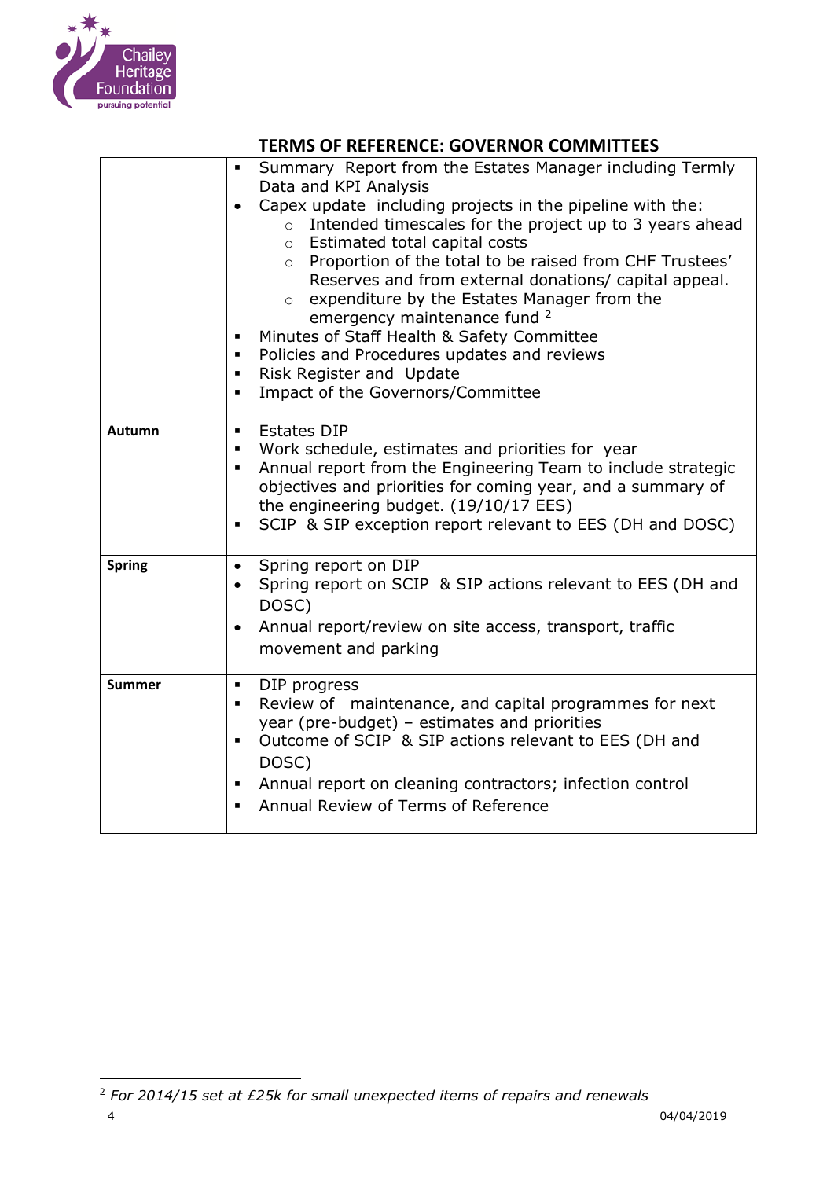## TERMS OF REFERENCE: GOVERNOR COMMITTEES

| | |
|---|---|
| | ▪ Summary Report from the Estates Manager including Termly Data and KPI Analysis<br>• Capex update including projects in the pipeline with the:<br>  ○ Intended timescales for the project up to 3 years ahead<br>  ○ Estimated total capital costs<br>  ○ Proportion of the total to be raised from CHF Trustees' Reserves and from external donations/ capital appeal.<br>  ○ expenditure by the Estates Manager from the emergency maintenance fund [2]<br>▪ Minutes of Staff Health & Safety Committee<br>▪ Policies and Procedures updates and reviews<br>▪ Risk Register and Update<br>▪ Impact of the Governors/Committee |
| **Autumn** | ▪ Estates DIP<br>▪ Work schedule, estimates and priorities for year<br>▪ Annual report from the Engineering Team to include strategic objectives and priorities for coming year, and a summary of the engineering budget. (19/10/17 EES)<br>▪ SCIP & SIP exception report relevant to EES (DH and DOSC) |
| **Spring** | • Spring report on DIP<br>• Spring report on SCIP & SIP actions relevant to EES (DH and DOSC)<br>• Annual report/review on site access, transport, traffic movement and parking |
| **Summer** | ▪ DIP progress<br>▪ Review of maintenance, and capital programmes for next year (pre-budget) – estimates and priorities<br>▪ Outcome of SCIP & SIP actions relevant to EES (DH and DOSC)<br>▪ Annual report on cleaning contractors; infection control<br>▪ Annual Review of Terms of Reference |

[2] *For 2014/15 set at £25k for small unexpected items of repairs and renewals*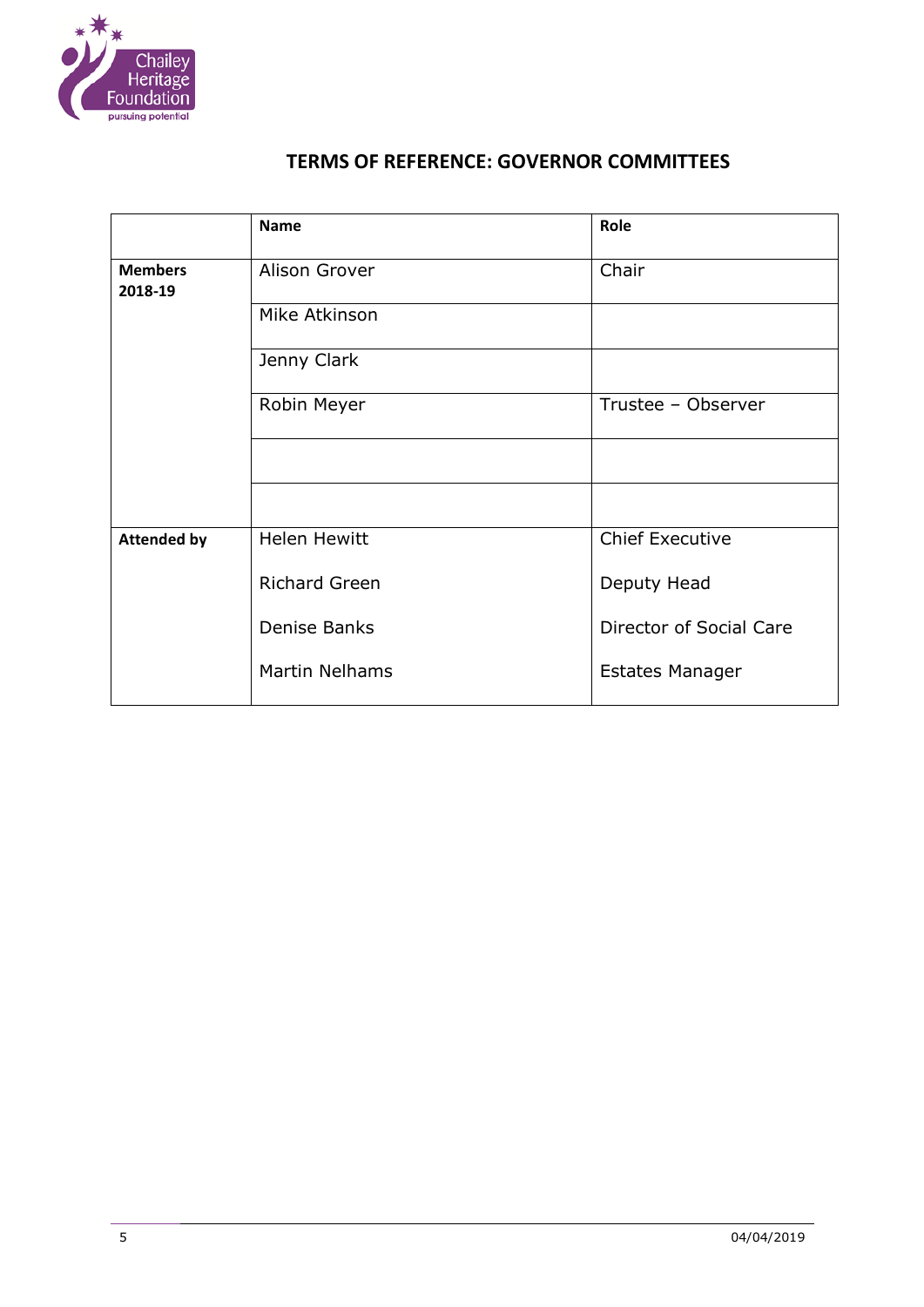## TERMS OF REFERENCE: GOVERNOR COMMITTEES

| | **Name** | **Role** |
|---|---|---|
| **Members 2018-19** | Alison Grover | Chair |
| | Mike Atkinson | |
| | Jenny Clark | |
| | Robin Meyer | Trustee – Observer |
| | | |
| | | |
| **Attended by** | Helen Hewitt | Chief Executive |
| | Richard Green | Deputy Head |
| | Denise Banks | Director of Social Care |
| | Martin Nelhams | Estates Manager |

04/04/2019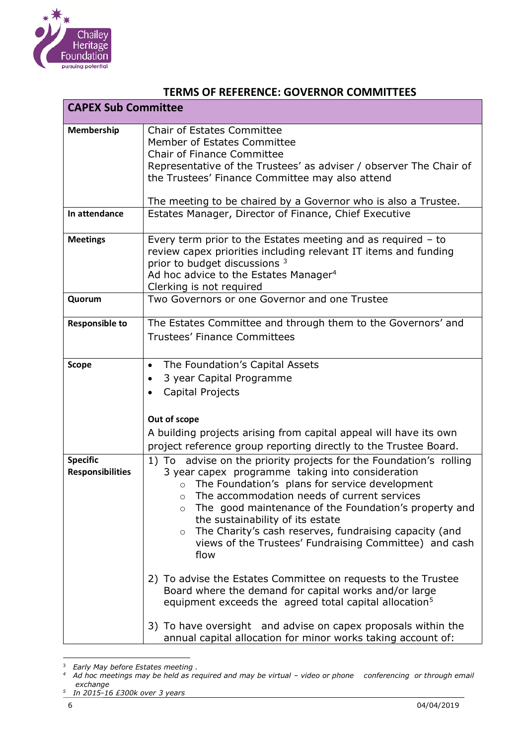## TERMS OF REFERENCE: GOVERNOR COMMITTEES

| **CAPEX Sub Committee** | |
|---|---|
| **Membership** | Chair of Estates Committee<br>Member of Estates Committee<br>Chair of Finance Committee<br>Representative of the Trustees' as adviser / observer The Chair of the Trustees' Finance Committee may also attend<br><br>The meeting to be chaired by a Governor who is also a Trustee. |
| **In attendance** | Estates Manager, Director of Finance, Chief Executive |
| **Meetings** | Every term prior to the Estates meeting and as required – to review capex priorities including relevant IT items and funding prior to budget discussions [3]<br>Ad hoc advice to the Estates Manager[4]<br>Clerking is not required |
| **Quorum** | Two Governors or one Governor and one Trustee |
| **Responsible to** | The Estates Committee and through them to the Governors' and Trustees' Finance Committees |
| **Scope** | • The Foundation's Capital Assets<br>• 3 year Capital Programme<br>• Capital Projects<br><br>**Out of scope**<br>A building projects arising from capital appeal will have its own project reference group reporting directly to the Trustee Board. |
| **Specific Responsibilities** | 1) To advise on the priority projects for the Foundation's rolling 3 year capex programme taking into consideration<br>   ○ The Foundation's plans for service development<br>   ○ The accommodation needs of current services<br>   ○ The good maintenance of the Foundation's property and the sustainability of its estate<br>   ○ The Charity's cash reserves, fundraising capacity (and views of the Trustees' Fundraising Committee) and cash flow<br><br>2) To advise the Estates Committee on requests to the Trustee Board where the demand for capital works and/or large equipment exceeds the agreed total capital allocation[5]<br><br>3) To have oversight and advise on capex proposals within the annual capital allocation for minor works taking account of: |

[3] *Early May before Estates meeting .*

[4] *Ad hoc meetings may be held as required and may be virtual – video or phone conferencing or through email exchange*

[5] *In 2015-16 £300k over 3 years*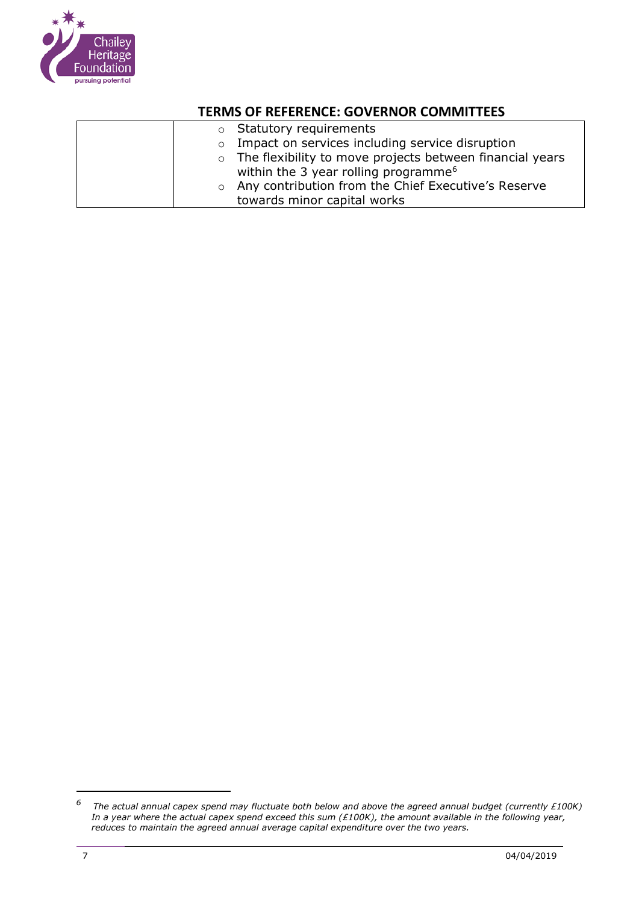## TERMS OF REFERENCE: GOVERNOR COMMITTEES

| | |
|---|---|
| | ○ Statutory requirements<br>○ Impact on services including service disruption<br>○ The flexibility to move projects between financial years within the 3 year rolling programme[6]<br>○ Any contribution from the Chief Executive's Reserve towards minor capital works |

---

[6] *The actual annual capex spend may fluctuate both below and above the agreed annual budget (currently £100K) In a year where the actual capex spend exceed this sum (£100K), the amount available in the following year, reduces to maintain the agreed annual average capital expenditure over the two years.*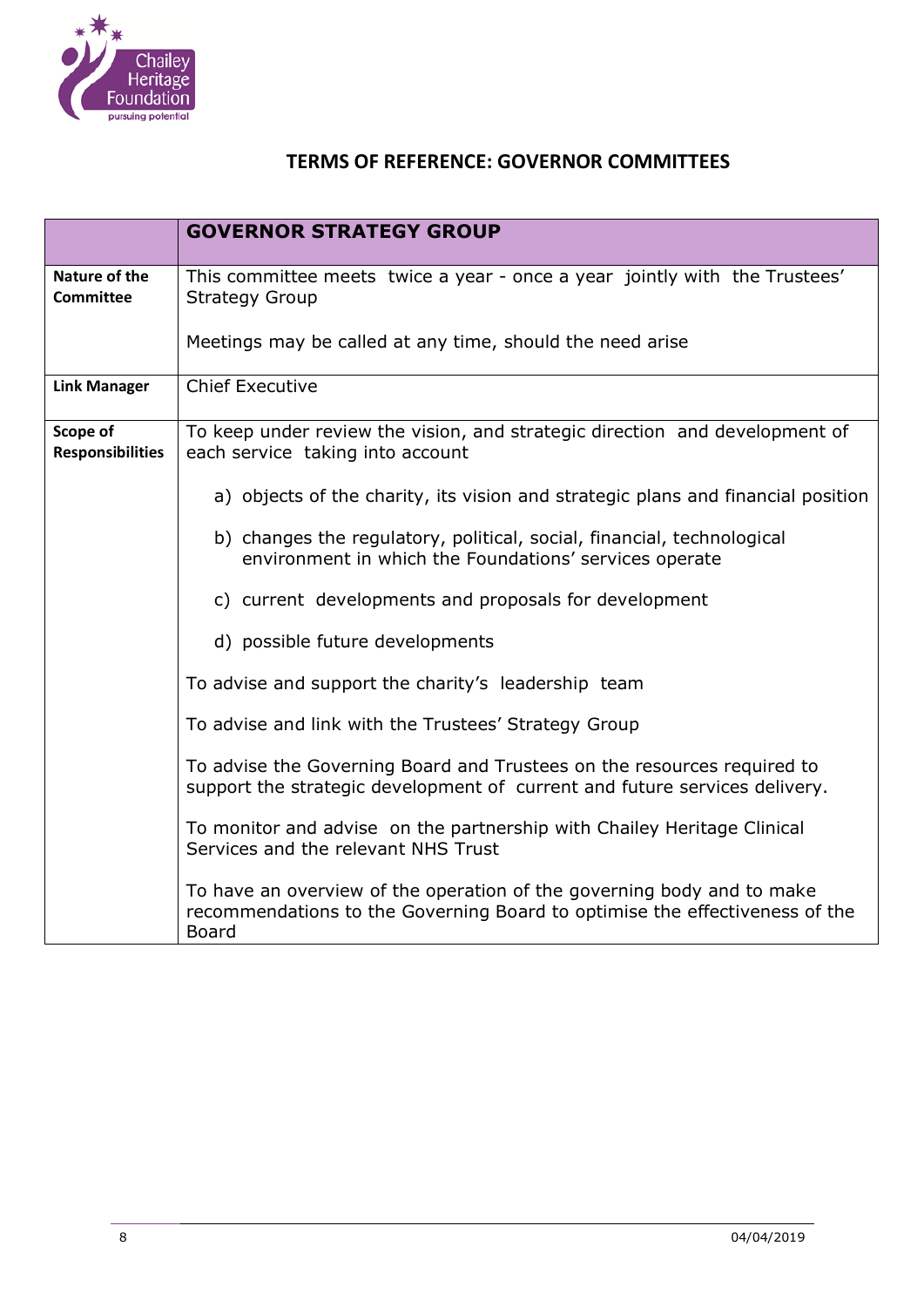## TERMS OF REFERENCE: GOVERNOR COMMITTEES

| | **GOVERNOR STRATEGY GROUP** |
|---|---|
| **Nature of the Committee** | This committee meets twice a year - once a year jointly with the Trustees' Strategy Group<br><br>Meetings may be called at any time, should the need arise |
| **Link Manager** | Chief Executive |
| **Scope of Responsibilities** | To keep under review the vision, and strategic direction and development of each service taking into account<br><br>a) objects of the charity, its vision and strategic plans and financial position<br><br>b) changes the regulatory, political, social, financial, technological environment in which the Foundations' services operate<br><br>c) current developments and proposals for development<br><br>d) possible future developments<br><br>To advise and support the charity's leadership team<br><br>To advise and link with the Trustees' Strategy Group<br><br>To advise the Governing Board and Trustees on the resources required to support the strategic development of current and future services delivery.<br><br>To monitor and advise on the partnership with Chailey Heritage Clinical Services and the relevant NHS Trust<br><br>To have an overview of the operation of the governing body and to make recommendations to the Governing Board to optimise the effectiveness of the Board |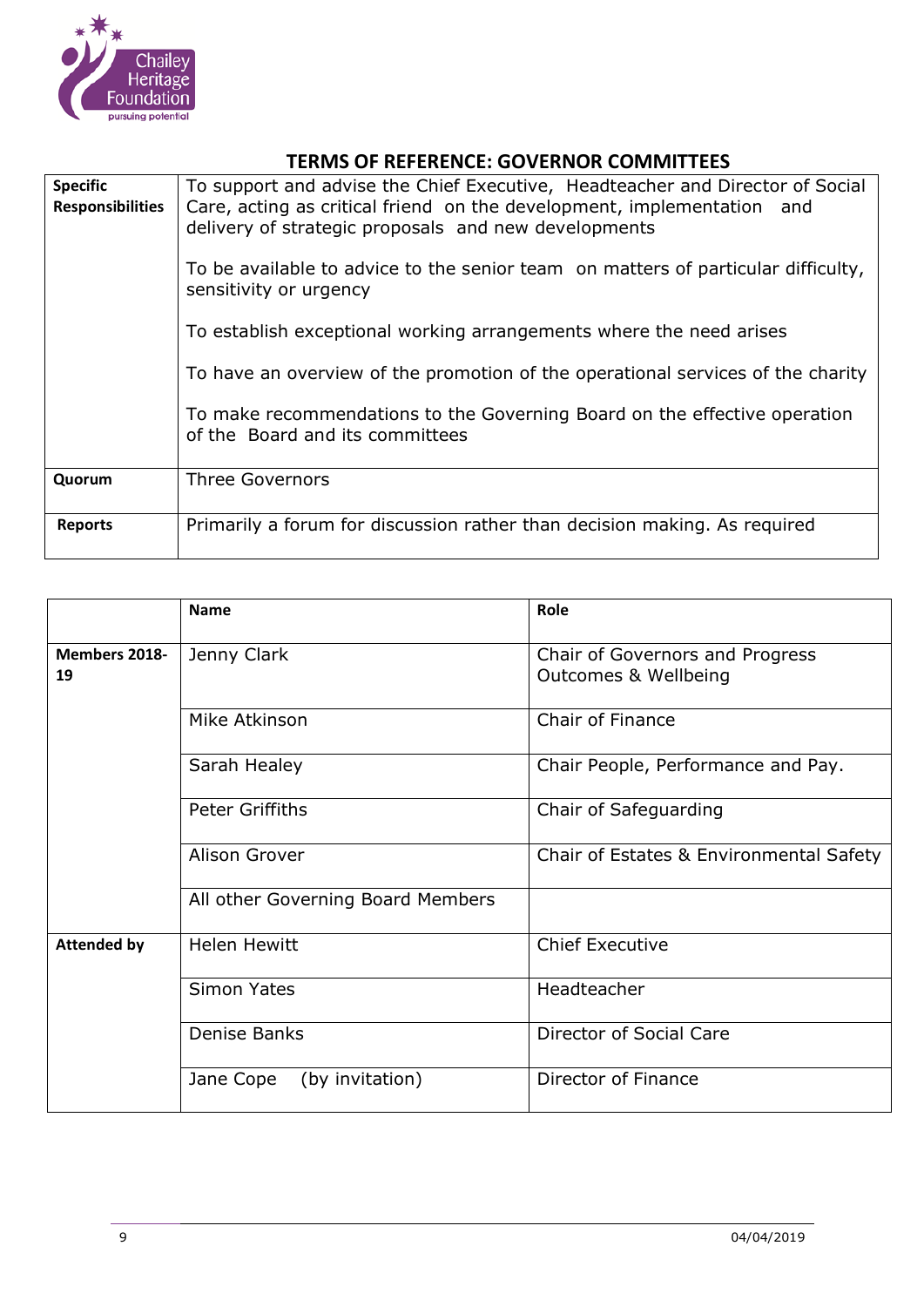## TERMS OF REFERENCE: GOVERNOR COMMITTEES

| | |
|---|---|
| **Specific Responsibilities** | To support and advise the Chief Executive, Headteacher and Director of Social Care, acting as critical friend on the development, implementation and delivery of strategic proposals and new developments<br><br>To be available to advice to the senior team on matters of particular difficulty, sensitivity or urgency<br><br>To establish exceptional working arrangements where the need arises<br><br>To have an overview of the promotion of the operational services of the charity<br><br>To make recommendations to the Governing Board on the effective operation of the Board and its committees |
| **Quorum** | Three Governors |
| **Reports** | Primarily a forum for discussion rather than decision making. As required |

| | **Name** | **Role** |
|---|---|---|
| **Members 2018-19** | Jenny Clark | Chair of Governors and Progress Outcomes & Wellbeing |
| | Mike Atkinson | Chair of Finance |
| | Sarah Healey | Chair People, Performance and Pay. |
| | Peter Griffiths | Chair of Safeguarding |
| | Alison Grover | Chair of Estates & Environmental Safety |
| | All other Governing Board Members | |
| **Attended by** | Helen Hewitt | Chief Executive |
| | Simon Yates | Headteacher |
| | Denise Banks | Director of Social Care |
| | Jane Cope (by invitation) | Director of Finance |

04/04/2019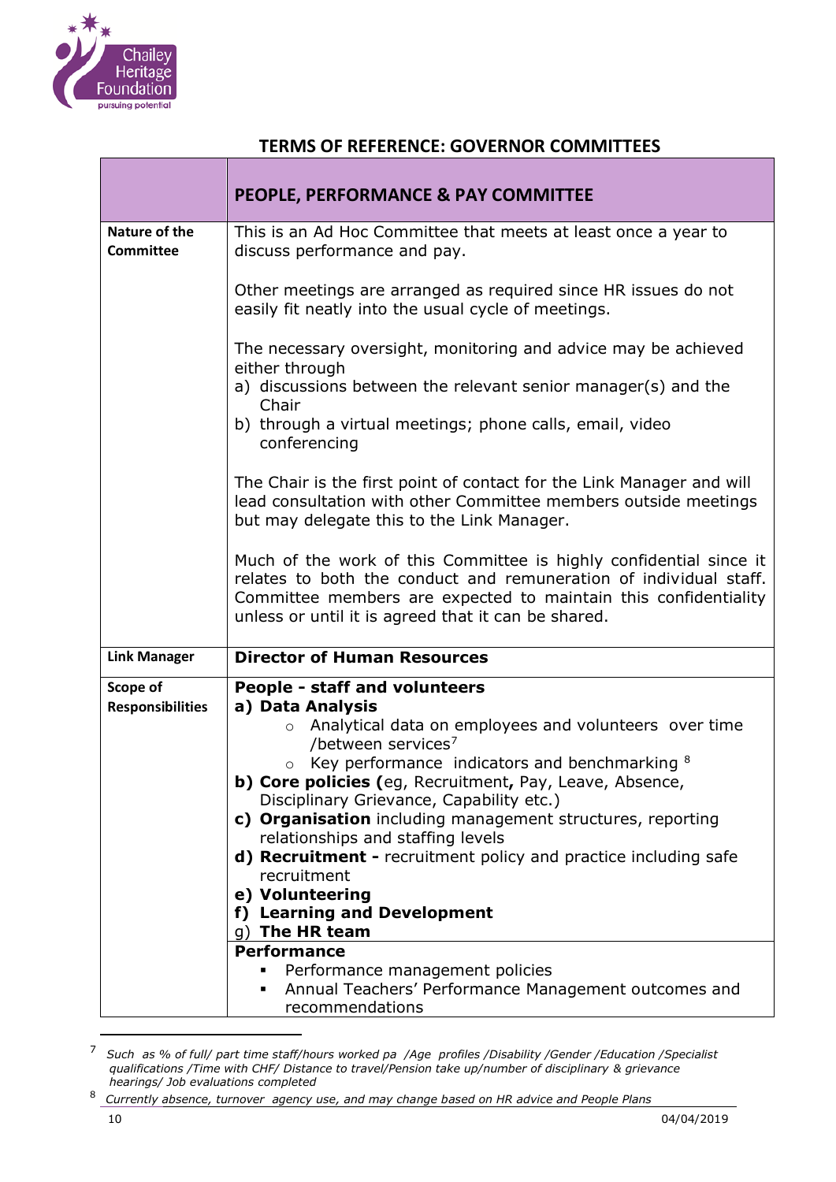## TERMS OF REFERENCE: GOVERNOR COMMITTEES

| | **PEOPLE, PERFORMANCE & PAY COMMITTEE** |
|---|---|
| **Nature of the Committee** | This is an Ad Hoc Committee that meets at least once a year to discuss performance and pay.<br><br>Other meetings are arranged as required since HR issues do not easily fit neatly into the usual cycle of meetings.<br><br>The necessary oversight, monitoring and advice may be achieved either through<br>a) discussions between the relevant senior manager(s) and the Chair<br>b) through a virtual meetings; phone calls, email, video conferencing<br><br>The Chair is the first point of contact for the Link Manager and will lead consultation with other Committee members outside meetings but may delegate this to the Link Manager.<br><br>Much of the work of this Committee is highly confidential since it relates to both the conduct and remuneration of individual staff. Committee members are expected to maintain this confidentiality unless or until it is agreed that it can be shared. |
| **Link Manager** | **Director of Human Resources** |
| **Scope of Responsibilities** | **People - staff and volunteers**<br>**a) Data Analysis**<br>○ Analytical data on employees and volunteers over time /between services[7]<br>○ Key performance indicators and benchmarking [8]<br>**b) Core policies (**eg, Recruitment**,** Pay, Leave, Absence, Disciplinary Grievance, Capability etc.)<br>**c) Organisation** including management structures, reporting relationships and staffing levels<br>**d) Recruitment -** recruitment policy and practice including safe recruitment<br>**e) Volunteering**<br>**f) Learning and Development**<br>g) **The HR team** |
| | **Performance**<br>▪ Performance management policies<br>▪ Annual Teachers' Performance Management outcomes and recommendations |

---

[7] *Such as % of full/ part time staff/hours worked pa /Age profiles /Disability /Gender /Education /Specialist qualifications /Time with CHF/ Distance to travel/Pension take up/number of disciplinary & grievance hearings/ Job evaluations completed*

[8] *Currently absence, turnover agency use, and may change based on HR advice and People Plans*

04/04/2019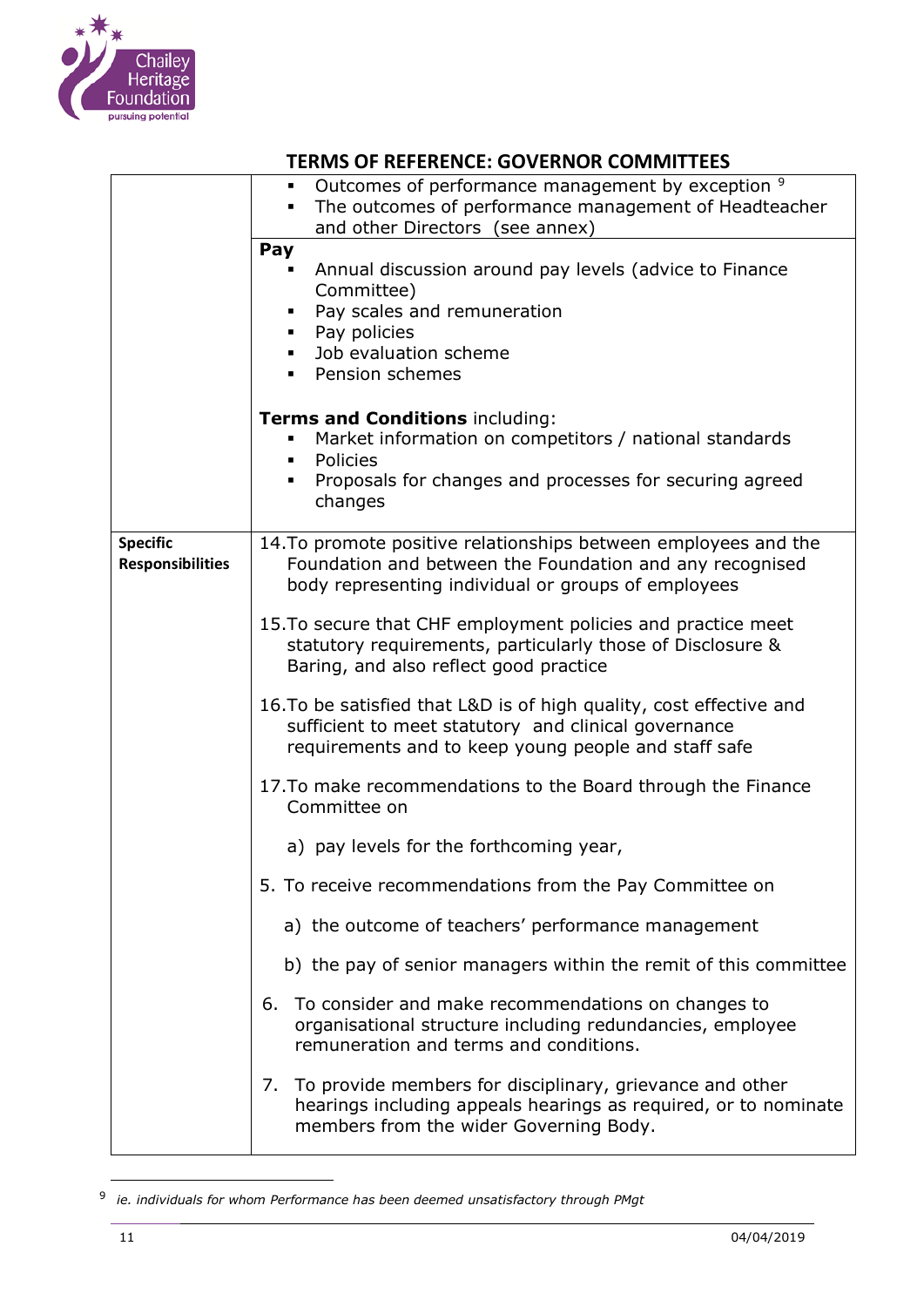## TERMS OF REFERENCE: GOVERNOR COMMITTEES

| | |
|---|---|
| | ▪ Outcomes of performance management by exception [9]<br>▪ The outcomes of performance management of Headteacher and other Directors (see annex) |
| | **Pay**<br>▪ Annual discussion around pay levels (advice to Finance Committee)<br>▪ Pay scales and remuneration<br>▪ Pay policies<br>▪ Job evaluation scheme<br>▪ Pension schemes<br><br>**Terms and Conditions** including:<br>▪ Market information on competitors / national standards<br>▪ Policies<br>▪ Proposals for changes and processes for securing agreed changes |
| **Specific Responsibilities** | 14.To promote positive relationships between employees and the Foundation and between the Foundation and any recognised body representing individual or groups of employees<br><br>15.To secure that CHF employment policies and practice meet statutory requirements, particularly those of Disclosure & Baring, and also reflect good practice<br><br>16.To be satisfied that L&D is of high quality, cost effective and sufficient to meet statutory and clinical governance requirements and to keep young people and staff safe<br><br>17.To make recommendations to the Board through the Finance Committee on<br><br>a) pay levels for the forthcoming year,<br><br>5. To receive recommendations from the Pay Committee on<br><br>a) the outcome of teachers' performance management<br><br>b) the pay of senior managers within the remit of this committee<br><br>6. To consider and make recommendations on changes to organisational structure including redundancies, employee remuneration and terms and conditions.<br><br>7. To provide members for disciplinary, grievance and other hearings including appeals hearings as required, or to nominate members from the wider Governing Body. |

[9] *ie. individuals for whom Performance has been deemed unsatisfactory through PMgt*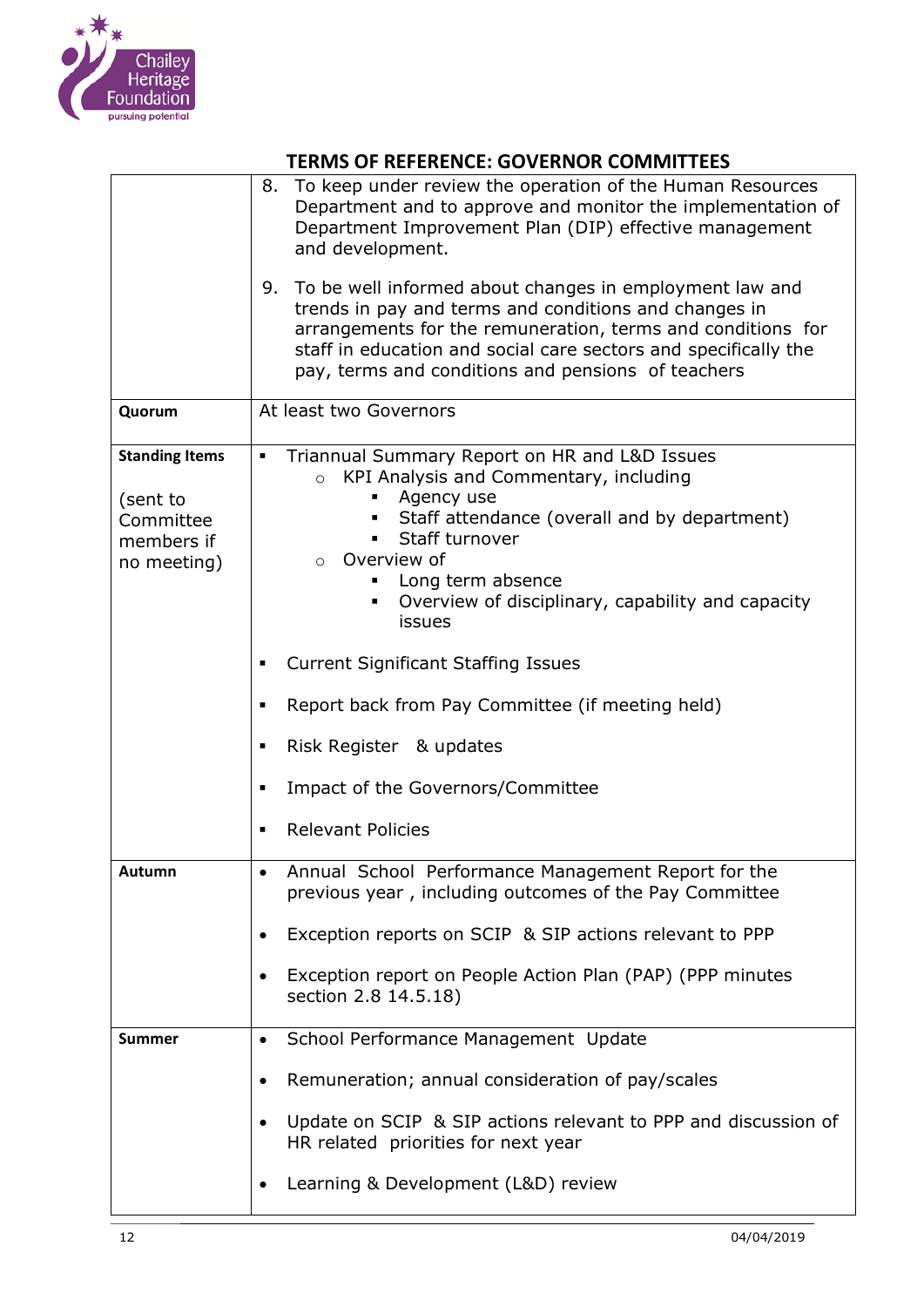## TERMS OF REFERENCE: GOVERNOR COMMITTEES

| | |
|---|---|
| | 8. To keep under review the operation of the Human Resources Department and to approve and monitor the implementation of Department Improvement Plan (DIP) effective management and development.<br><br>9. To be well informed about changes in employment law and trends in pay and terms and conditions and changes in arrangements for the remuneration, terms and conditions for staff in education and social care sectors and specifically the pay, terms and conditions and pensions of teachers |
| **Quorum** | At least two Governors |
| **Standing Items**<br><br>(sent to Committee members if no meeting) | ▪ Triannual Summary Report on HR and L&D Issues<br>  ○ KPI Analysis and Commentary, including<br>    ▪ Agency use<br>    ▪ Staff attendance (overall and by department)<br>    ▪ Staff turnover<br>  ○ Overview of<br>    ▪ Long term absence<br>    ▪ Overview of disciplinary, capability and capacity issues<br><br>▪ Current Significant Staffing Issues<br><br>▪ Report back from Pay Committee (if meeting held)<br><br>▪ Risk Register & updates<br><br>▪ Impact of the Governors/Committee<br><br>▪ Relevant Policies |
| **Autumn** | • Annual School Performance Management Report for the previous year , including outcomes of the Pay Committee<br><br>• Exception reports on SCIP & SIP actions relevant to PPP<br><br>• Exception report on People Action Plan (PAP) (PPP minutes section 2.8 14.5.18) |
| **Summer** | • School Performance Management Update<br><br>• Remuneration; annual consideration of pay/scales<br><br>• Update on SCIP & SIP actions relevant to PPP and discussion of HR related priorities for next year<br><br>• Learning & Development (L&D) review |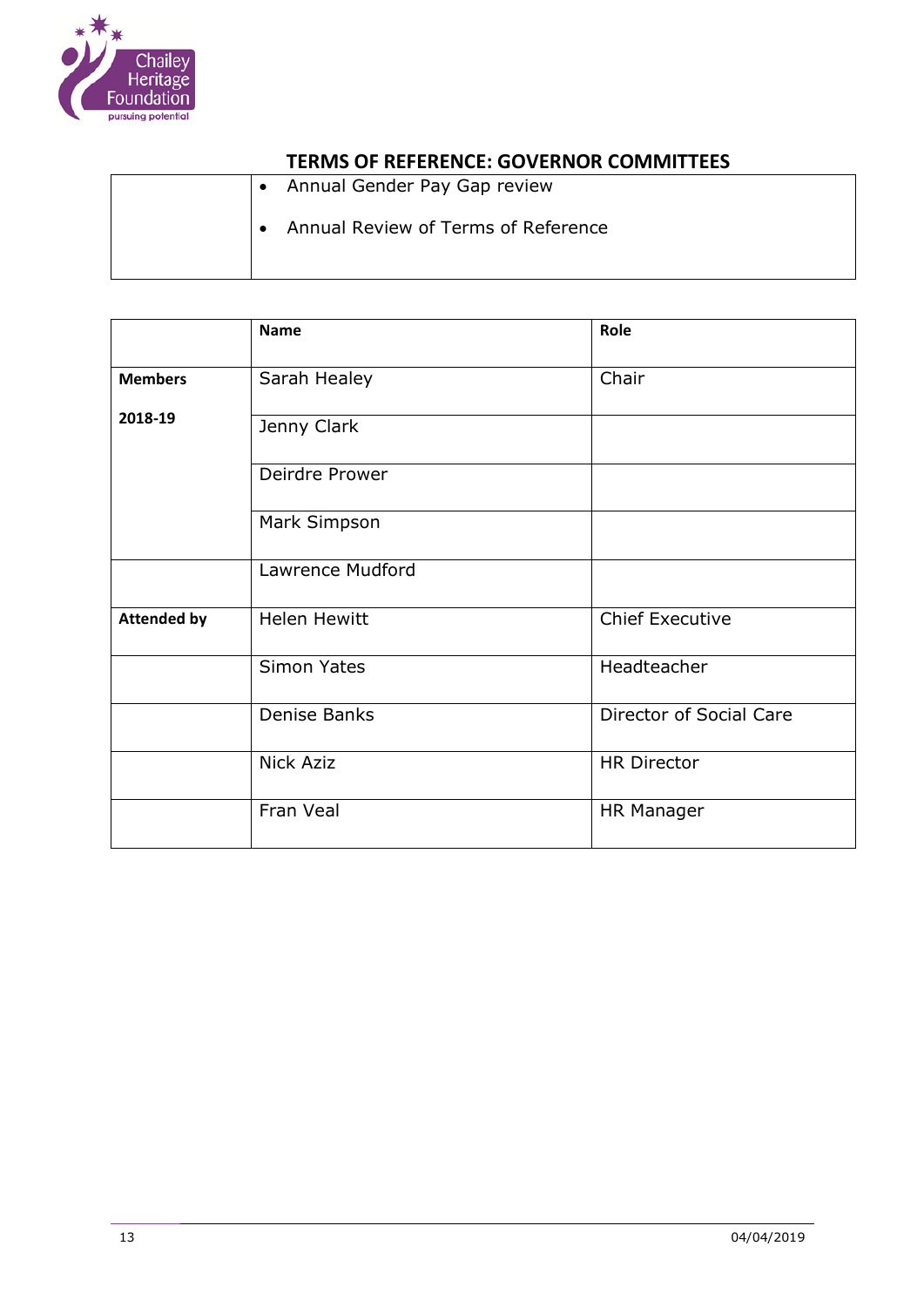## TERMS OF REFERENCE: GOVERNOR COMMITTEES

| | |
|---|---|
| | • Annual Gender Pay Gap review<br>• Annual Review of Terms of Reference |

| | Name | Role |
|---|---|---|
| **Members 2018-19** | Sarah Healey | Chair |
| | Jenny Clark | |
| | Deirdre Prower | |
| | Mark Simpson | |
| | Lawrence Mudford | |
| **Attended by** | Helen Hewitt | Chief Executive |
| | Simon Yates | Headteacher |
| | Denise Banks | Director of Social Care |
| | Nick Aziz | HR Director |
| | Fran Veal | HR Manager |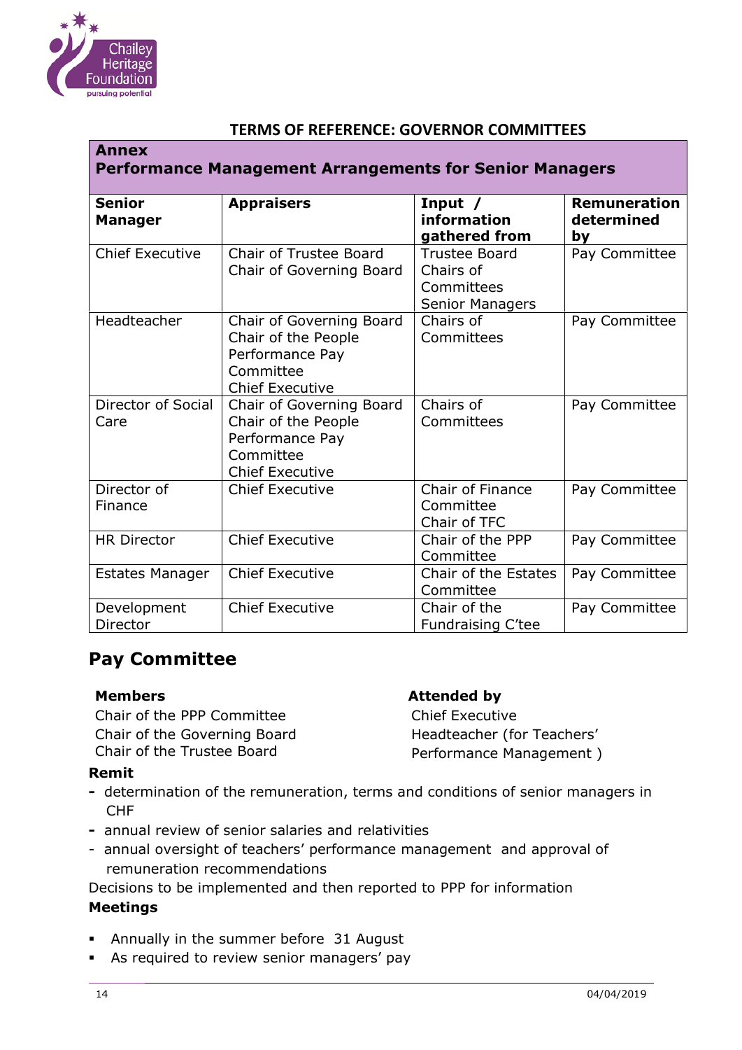## TERMS OF REFERENCE: GOVERNOR COMMITTEES

**Annex**
**Performance Management Arrangements for Senior Managers**

| Senior Manager | Appraisers | Input / information gathered from | Remuneration determined by |
|---|---|---|---|
| Chief Executive | Chair of Trustee Board<br>Chair of Governing Board | Trustee Board<br>Chairs of Committees<br>Senior Managers | Pay Committee |
| Headteacher | Chair of Governing Board<br>Chair of the People Performance Pay Committee<br>Chief Executive | Chairs of Committees | Pay Committee |
| Director of Social Care | Chair of Governing Board<br>Chair of the People Performance Pay Committee<br>Chief Executive | Chairs of Committees | Pay Committee |
| Director of Finance | Chief Executive | Chair of Finance Committee<br>Chair of TFC | Pay Committee |
| HR Director | Chief Executive | Chair of the PPP Committee | Pay Committee |
| Estates Manager | Chief Executive | Chair of the Estates Committee | Pay Committee |
| Development Director | Chief Executive | Chair of the Fundraising C'tee | Pay Committee |

## Pay Committee

**Members**
Chair of the PPP Committee
Chair of the Governing Board
Chair of the Trustee Board

**Attended by**
Chief Executive
Headteacher (for Teachers' Performance Management )

**Remit**

- determination of the remuneration, terms and conditions of senior managers in CHF
- annual review of senior salaries and relativities
- annual oversight of teachers' performance management and approval of remuneration recommendations

Decisions to be implemented and then reported to PPP for information

**Meetings**

- Annually in the summer before 31 August
- As required to review senior managers' pay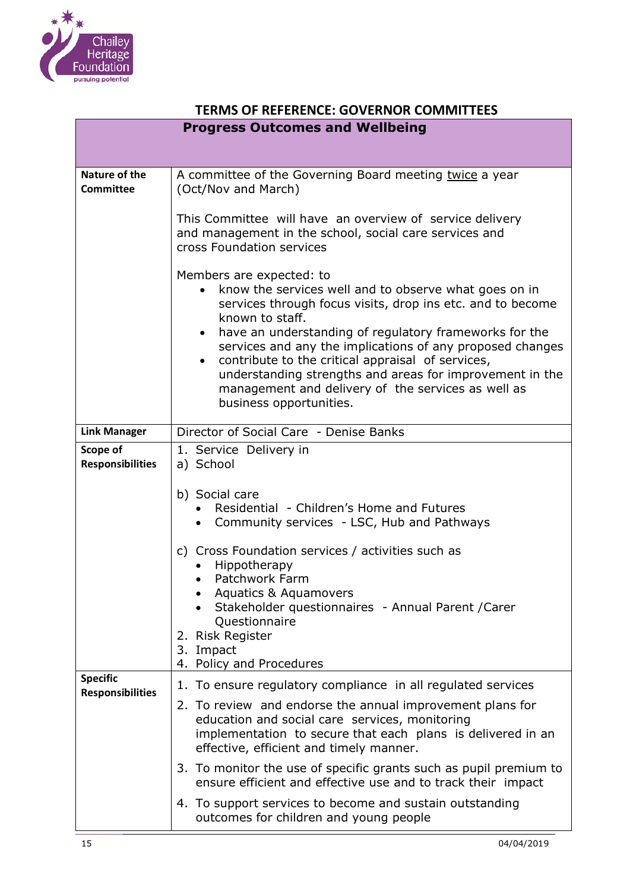## TERMS OF REFERENCE: GOVERNOR COMMITTEES

| **Progress Outcomes and Wellbeing** | |
|---|---|
| **Nature of the Committee** | A committee of the Governing Board meeting twice a year (Oct/Nov and March)<br><br>This Committee will have an overview of service delivery and management in the school, social care services and cross Foundation services<br><br>Members are expected: to<br>• know the services well and to observe what goes on in services through focus visits, drop ins etc. and to become known to staff.<br>• have an understanding of regulatory frameworks for the services and any the implications of any proposed changes<br>• contribute to the critical appraisal of services, understanding strengths and areas for improvement in the management and delivery of the services as well as business opportunities. |
| **Link Manager** | Director of Social Care - Denise Banks |
| **Scope of Responsibilities** | 1. Service Delivery in<br>a) School<br><br>b) Social care<br>• Residential - Children's Home and Futures<br>• Community services - LSC, Hub and Pathways<br><br>c) Cross Foundation services / activities such as<br>• Hippotherapy<br>• Patchwork Farm<br>• Aquatics & Aquamovers<br>• Stakeholder questionnaires - Annual Parent /Carer Questionnaire<br>2. Risk Register<br>3. Impact<br>4. Policy and Procedures |
| **Specific Responsibilities** | 1. To ensure regulatory compliance in all regulated services<br>2. To review and endorse the annual improvement plans for education and social care services, monitoring implementation to secure that each plans is delivered in an effective, efficient and timely manner.<br>3. To monitor the use of specific grants such as pupil premium to ensure efficient and effective use and to track their impact<br>4. To support services to become and sustain outstanding outcomes for children and young people |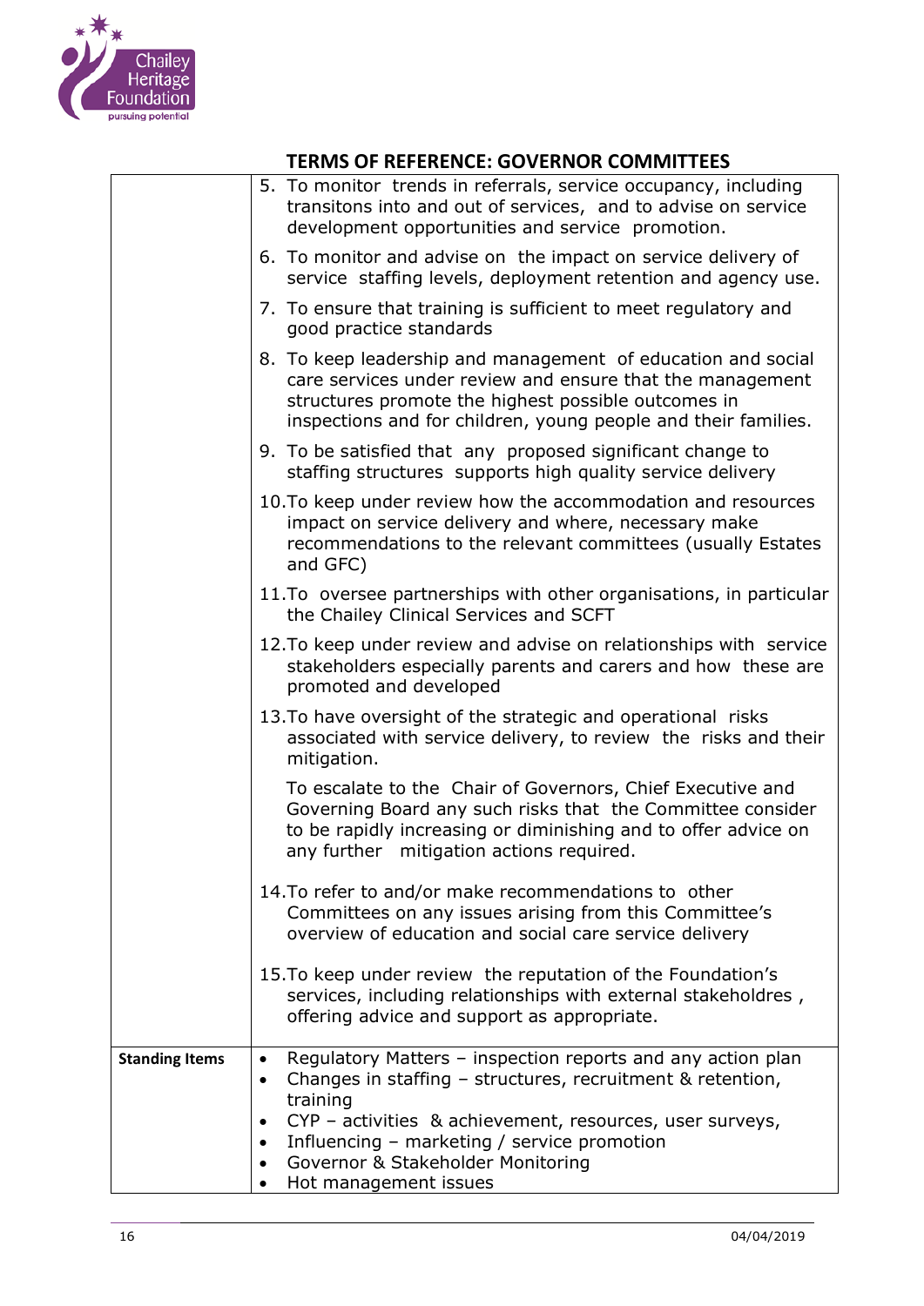## TERMS OF REFERENCE: GOVERNOR COMMITTEES

| | |
|---|---|
| | 5. To monitor trends in referrals, service occupancy, including transitons into and out of services, and to advise on service development opportunities and service promotion. |
| | 6. To monitor and advise on the impact on service delivery of service staffing levels, deployment retention and agency use. |
| | 7. To ensure that training is sufficient to meet regulatory and good practice standards |
| | 8. To keep leadership and management of education and social care services under review and ensure that the management structures promote the highest possible outcomes in inspections and for children, young people and their families. |
| | 9. To be satisfied that any proposed significant change to staffing structures supports high quality service delivery |
| | 10. To keep under review how the accommodation and resources impact on service delivery and where, necessary make recommendations to the relevant committees (usually Estates and GFC) |
| | 11. To oversee partnerships with other organisations, in particular the Chailey Clinical Services and SCFT |
| | 12. To keep under review and advise on relationships with service stakeholders especially parents and carers and how these are promoted and developed |
| | 13. To have oversight of the strategic and operational risks associated with service delivery, to review the risks and their mitigation.<br><br>To escalate to the Chair of Governors, Chief Executive and Governing Board any such risks that the Committee consider to be rapidly increasing or diminishing and to offer advice on any further mitigation actions required. |
| | 14. To refer to and/or make recommendations to other Committees on any issues arising from this Committee's overview of education and social care service delivery |
| | 15. To keep under review the reputation of the Foundation's services, including relationships with external stakeholdres , offering advice and support as appropriate. |
| **Standing Items** | • Regulatory Matters – inspection reports and any action plan<br>• Changes in staffing – structures, recruitment & retention, training<br>• CYP – activities & achievement, resources, user surveys,<br>• Influencing – marketing / service promotion<br>• Governor & Stakeholder Monitoring<br>• Hot management issues |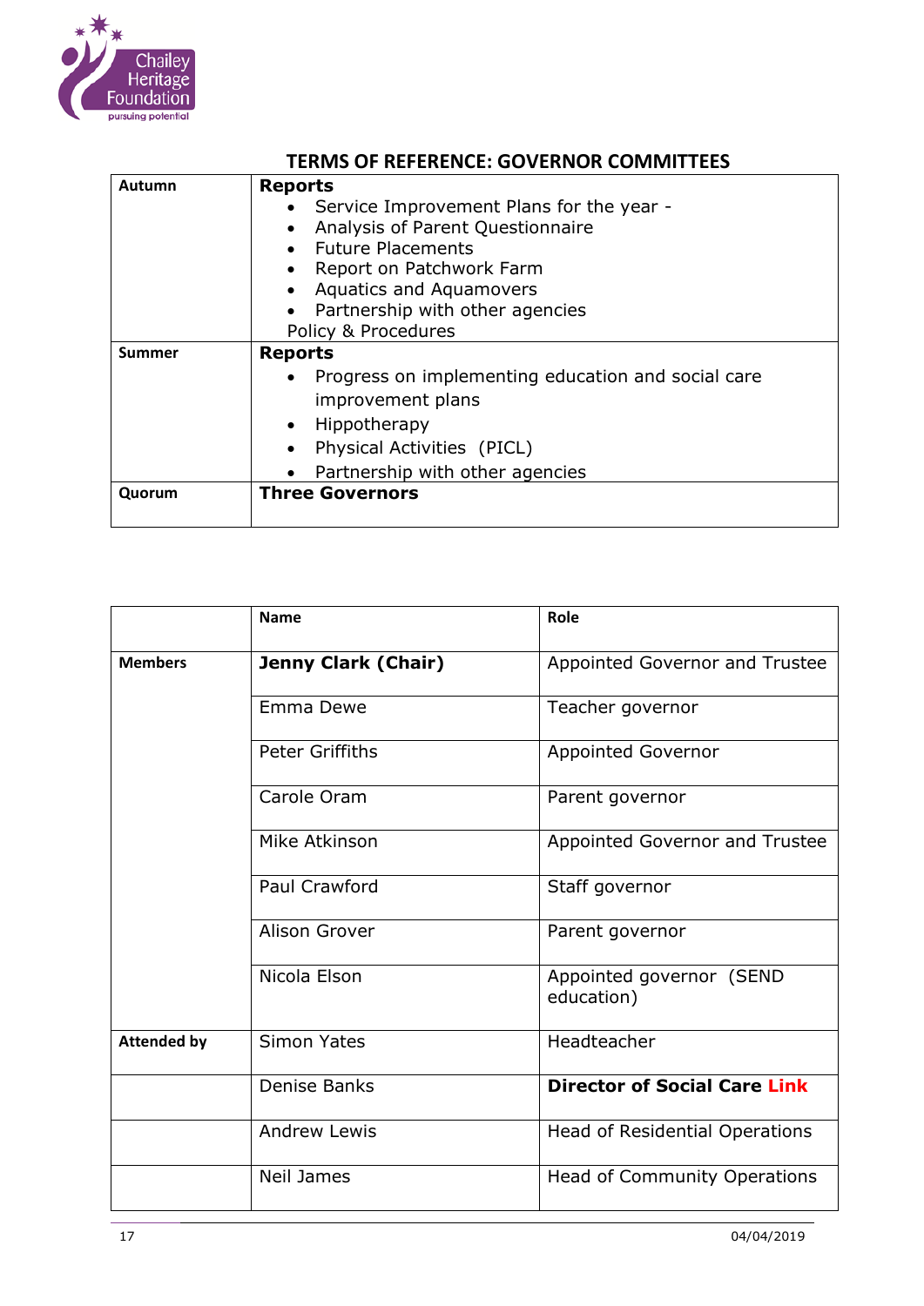## TERMS OF REFERENCE: GOVERNOR COMMITTEES

| | |
|---|---|
| **Autumn** | **Reports**<br>• Service Improvement Plans for the year -<br>• Analysis of Parent Questionnaire<br>• Future Placements<br>• Report on Patchwork Farm<br>• Aquatics and Aquamovers<br>• Partnership with other agencies<br>Policy & Procedures |
| **Summer** | **Reports**<br>• Progress on implementing education and social care improvement plans<br>• Hippotherapy<br>• Physical Activities (PICL)<br>• Partnership with other agencies |
| **Quorum** | **Three Governors** |

| | **Name** | **Role** |
|---|---|---|
| **Members** | **Jenny Clark (Chair)** | Appointed Governor and Trustee |
| | Emma Dewe | Teacher governor |
| | Peter Griffiths | Appointed Governor |
| | Carole Oram | Parent governor |
| | Mike Atkinson | Appointed Governor and Trustee |
| | Paul Crawford | Staff governor |
| | Alison Grover | Parent governor |
| | Nicola Elson | Appointed governor (SEND education) |
| **Attended by** | Simon Yates | Headteacher |
| | Denise Banks | **Director of Social Care Link** |
| | Andrew Lewis | Head of Residential Operations |
| | Neil James | Head of Community Operations |

04/04/2019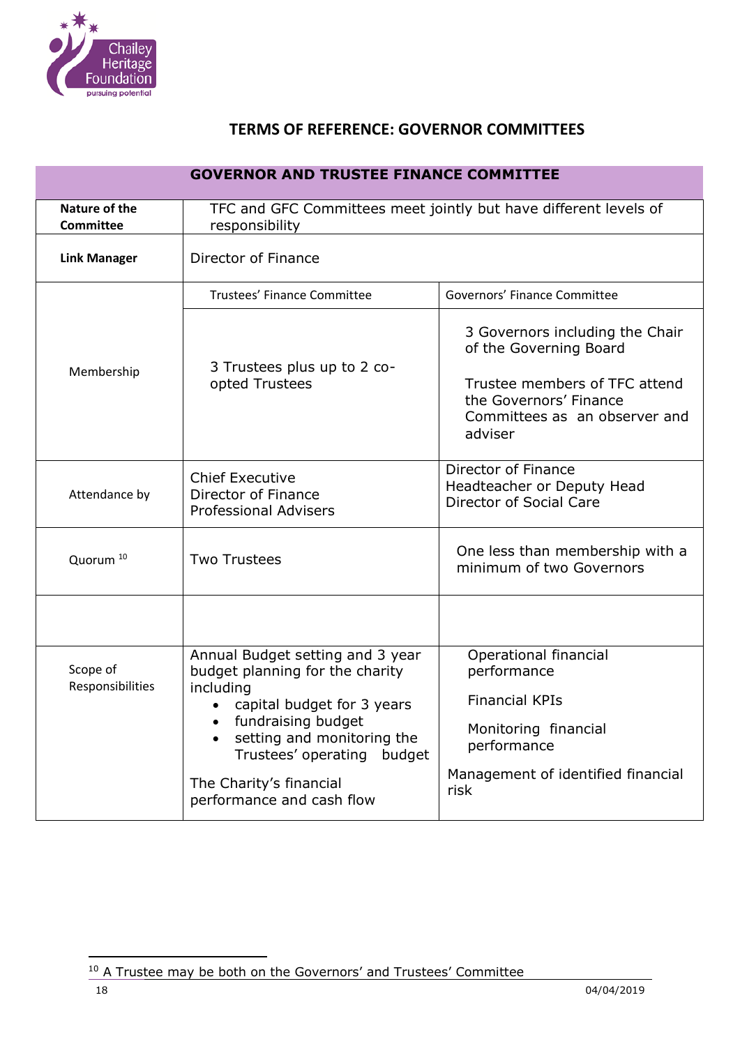## TERMS OF REFERENCE: GOVERNOR COMMITTEES

| GOVERNOR AND TRUSTEE FINANCE COMMITTEE | | |
|---|---|---|
| **Nature of the Committee** | TFC and GFC Committees meet jointly but have different levels of responsibility | |
| **Link Manager** | Director of Finance | |
| | Trustees' Finance Committee | Governors' Finance Committee |
| Membership | 3 Trustees plus up to 2 co-opted Trustees | 3 Governors including the Chair of the Governing Board<br><br>Trustee members of TFC attend the Governors' Finance Committees as an observer and adviser |
| Attendance by | Chief Executive<br>Director of Finance<br>Professional Advisers | Director of Finance<br>Headteacher or Deputy Head<br>Director of Social Care |
| Quorum [10] | Two Trustees | One less than membership with a minimum of two Governors |
| | | |
| Scope of Responsibilities | Annual Budget setting and 3 year budget planning for the charity including<br>• capital budget for 3 years<br>• fundraising budget<br>• setting and monitoring the Trustees' operating budget<br><br>The Charity's financial performance and cash flow | Operational financial performance<br><br>Financial KPIs<br><br>Monitoring financial performance<br><br>Management of identified financial risk |

[10] A Trustee may be both on the Governors' and Trustees' Committee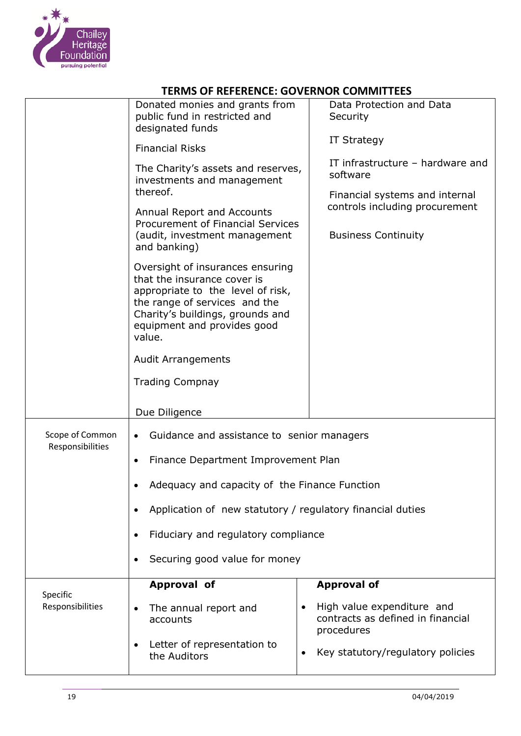## TERMS OF REFERENCE: GOVERNOR COMMITTEES

| | | |
|---|---|---|
| | Donated monies and grants from public fund in restricted and designated funds<br><br>Financial Risks<br><br>The Charity's assets and reserves, investments and management thereof.<br><br>Annual Report and Accounts<br>Procurement of Financial Services (audit, investment management and banking)<br><br>Oversight of insurances ensuring that the insurance cover is appropriate to the level of risk, the range of services and the Charity's buildings, grounds and equipment and provides good value.<br><br>Audit Arrangements<br><br>Trading Compnay<br><br>Due Diligence | Data Protection and Data Security<br><br>IT Strategy<br><br>IT infrastructure – hardware and software<br><br>Financial systems and internal controls including procurement<br><br>Business Continuity |
| Scope of Common Responsibilities | • Guidance and assistance to senior managers<br>• Finance Department Improvement Plan<br>• Adequacy and capacity of the Finance Function<br>• Application of new statutory / regulatory financial duties<br>• Fiduciary and regulatory compliance<br>• Securing good value for money | |
| Specific Responsibilities | **Approval of**<br>• The annual report and accounts<br>• Letter of representation to the Auditors | **Approval of**<br>• High value expenditure and contracts as defined in financial procedures<br>• Key statutory/regulatory policies |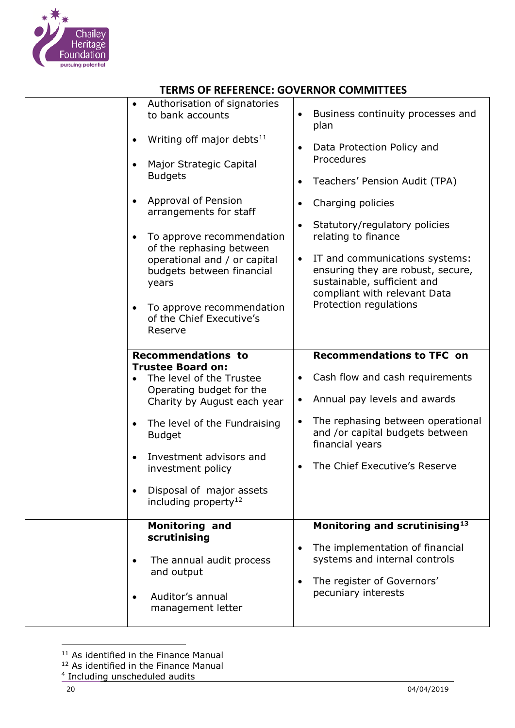## TERMS OF REFERENCE: GOVERNOR COMMITTEES

| | | |
|---|---|---|
| | • Authorisation of signatories to bank accounts<br><br>• Writing off major debts[11]<br><br>• Major Strategic Capital Budgets<br><br>• Approval of Pension arrangements for staff<br><br>• To approve recommendation of the rephasing between operational and / or capital budgets between financial years<br><br>• To approve recommendation of the Chief Executive's Reserve | • Business continuity processes and plan<br><br>• Data Protection Policy and Procedures<br><br>• Teachers' Pension Audit (TPA)<br><br>• Charging policies<br><br>• Statutory/regulatory policies relating to finance<br><br>• IT and communications systems: ensuring they are robust, secure, sustainable, sufficient and compliant with relevant Data Protection regulations |
| | **Recommendations to Trustee Board on:**<br>• The level of the Trustee Operating budget for the Charity by August each year<br><br>• The level of the Fundraising Budget<br><br>• Investment advisors and investment policy<br><br>• Disposal of major assets including property[12] | **Recommendations to TFC on**<br><br>• Cash flow and cash requirements<br><br>• Annual pay levels and awards<br><br>• The rephasing between operational and /or capital budgets between financial years<br><br>• The Chief Executive's Reserve |
| | **Monitoring and scrutinising**<br><br>• The annual audit process and output<br><br>• Auditor's annual management letter | **Monitoring and scrutinising[13]**<br><br>• The implementation of financial systems and internal controls<br><br>• The register of Governors' pecuniary interests |

[11] As identified in the Finance Manual
[12] As identified in the Finance Manual
[4] Including unscheduled audits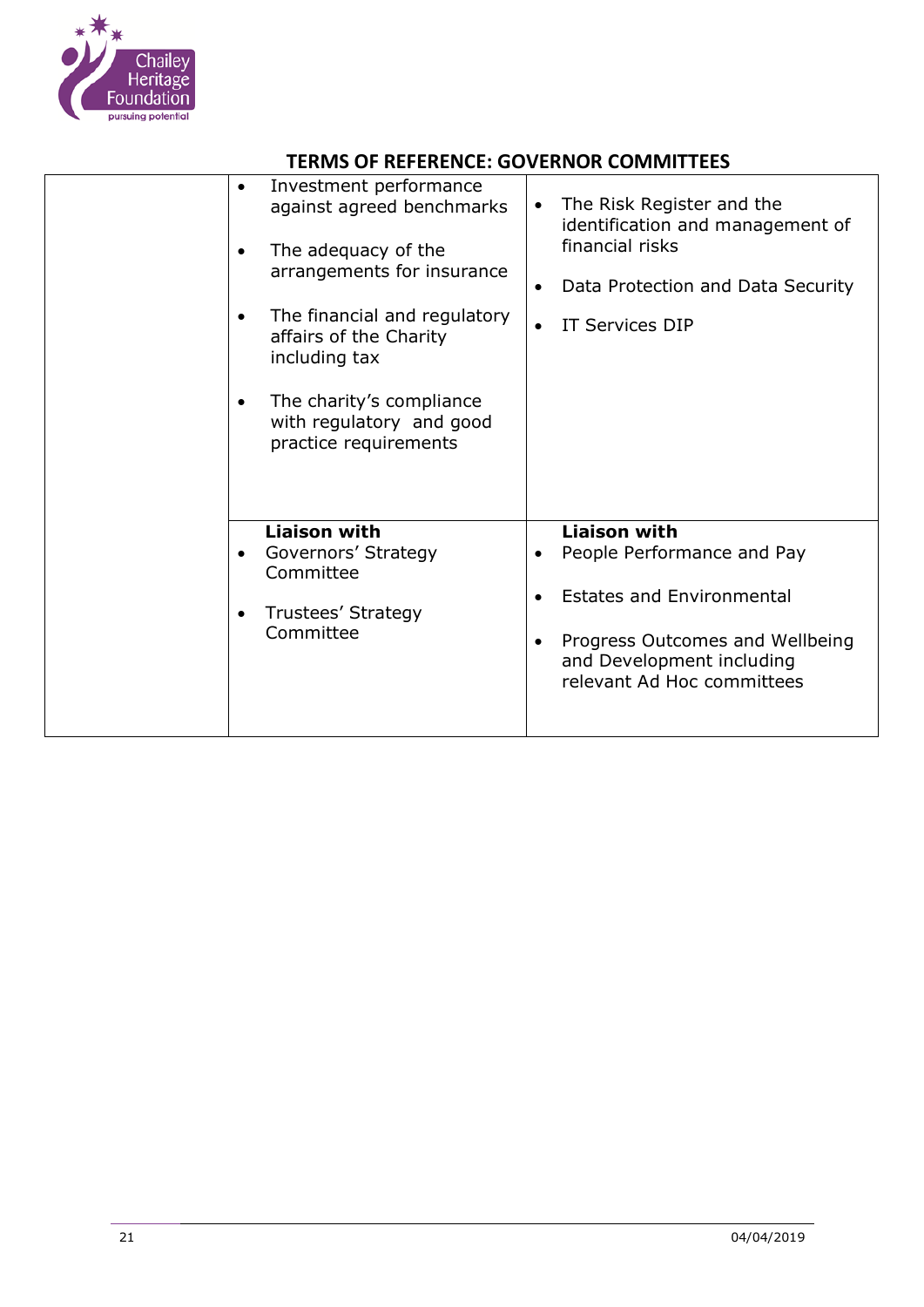## TERMS OF REFERENCE: GOVERNOR COMMITTEES

| | | |
|---|---|---|
| | • Investment performance against agreed benchmarks<br>• The adequacy of the arrangements for insurance<br>• The financial and regulatory affairs of the Charity including tax<br>• The charity's compliance with regulatory and good practice requirements | • The Risk Register and the identification and management of financial risks<br>• Data Protection and Data Security<br>• IT Services DIP |
| | **Liaison with**<br>• Governors' Strategy Committee<br>• Trustees' Strategy Committee | **Liaison with**<br>• People Performance and Pay<br>• Estates and Environmental<br>• Progress Outcomes and Wellbeing and Development including relevant Ad Hoc committees |

04/04/2019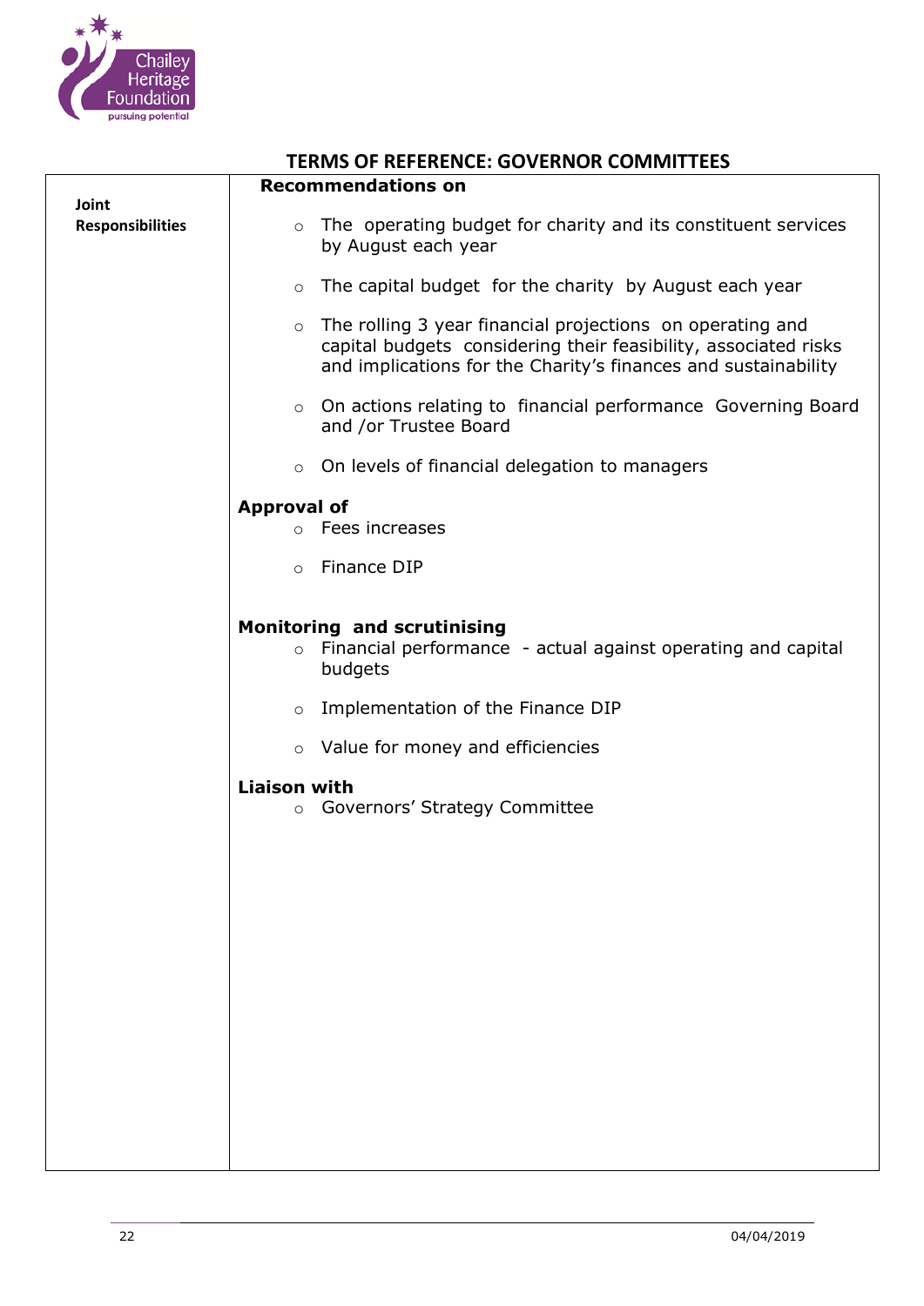## TERMS OF REFERENCE: GOVERNOR COMMITTEES

| Joint Responsibilities | **Recommendations on**<br><br>- The operating budget for charity and its constituent services by August each year<br>- The capital budget for the charity by August each year<br>- The rolling 3 year financial projections on operating and capital budgets considering their feasibility, associated risks and implications for the Charity's finances and sustainability<br>- On actions relating to financial performance Governing Board and /or Trustee Board<br>- On levels of financial delegation to managers<br><br>**Approval of**<br><br>- Fees increases<br>- Finance DIP<br><br>**Monitoring and scrutinising**<br><br>- Financial performance - actual against operating and capital budgets<br>- Implementation of the Finance DIP<br>- Value for money and efficiencies<br><br>**Liaison with**<br><br>- Governors' Strategy Committee |
|---|---|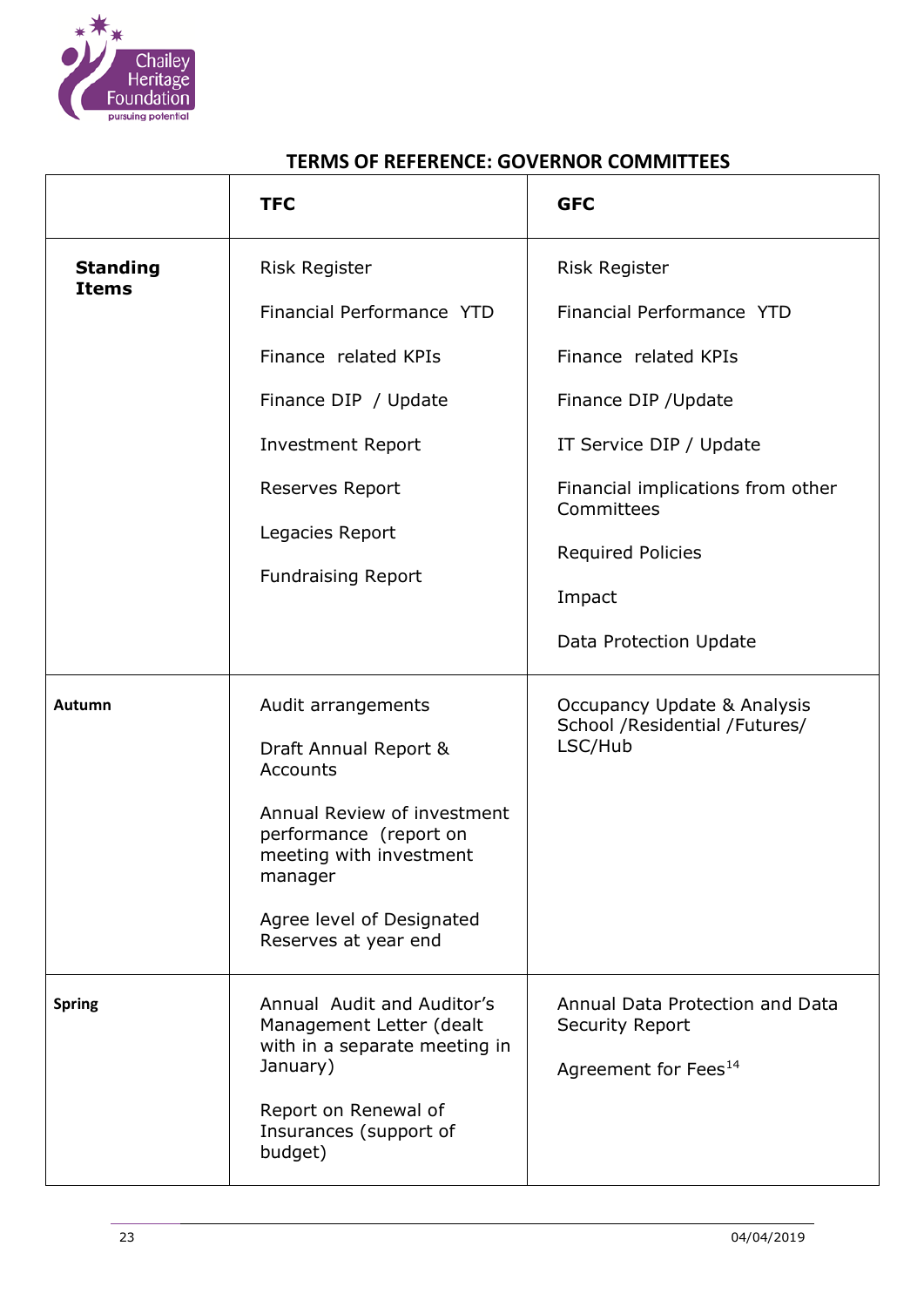## TERMS OF REFERENCE: GOVERNOR COMMITTEES

| | TFC | GFC |
|---|---|---|
| **Standing Items** | Risk Register<br><br>Financial Performance YTD<br><br>Finance related KPIs<br><br>Finance DIP / Update<br><br>Investment Report<br><br>Reserves Report<br><br>Legacies Report<br><br>Fundraising Report | Risk Register<br><br>Financial Performance YTD<br><br>Finance related KPIs<br><br>Finance DIP /Update<br><br>IT Service DIP / Update<br><br>Financial implications from other Committees<br><br>Required Policies<br><br>Impact<br><br>Data Protection Update |
| **Autumn** | Audit arrangements<br><br>Draft Annual Report & Accounts<br><br>Annual Review of investment performance (report on meeting with investment manager<br><br>Agree level of Designated Reserves at year end | Occupancy Update & Analysis School /Residential /Futures/ LSC/Hub |
| **Spring** | Annual Audit and Auditor's Management Letter (dealt with in a separate meeting in January)<br><br>Report on Renewal of Insurances (support of budget) | Annual Data Protection and Data Security Report<br><br>Agreement for Fees[14] |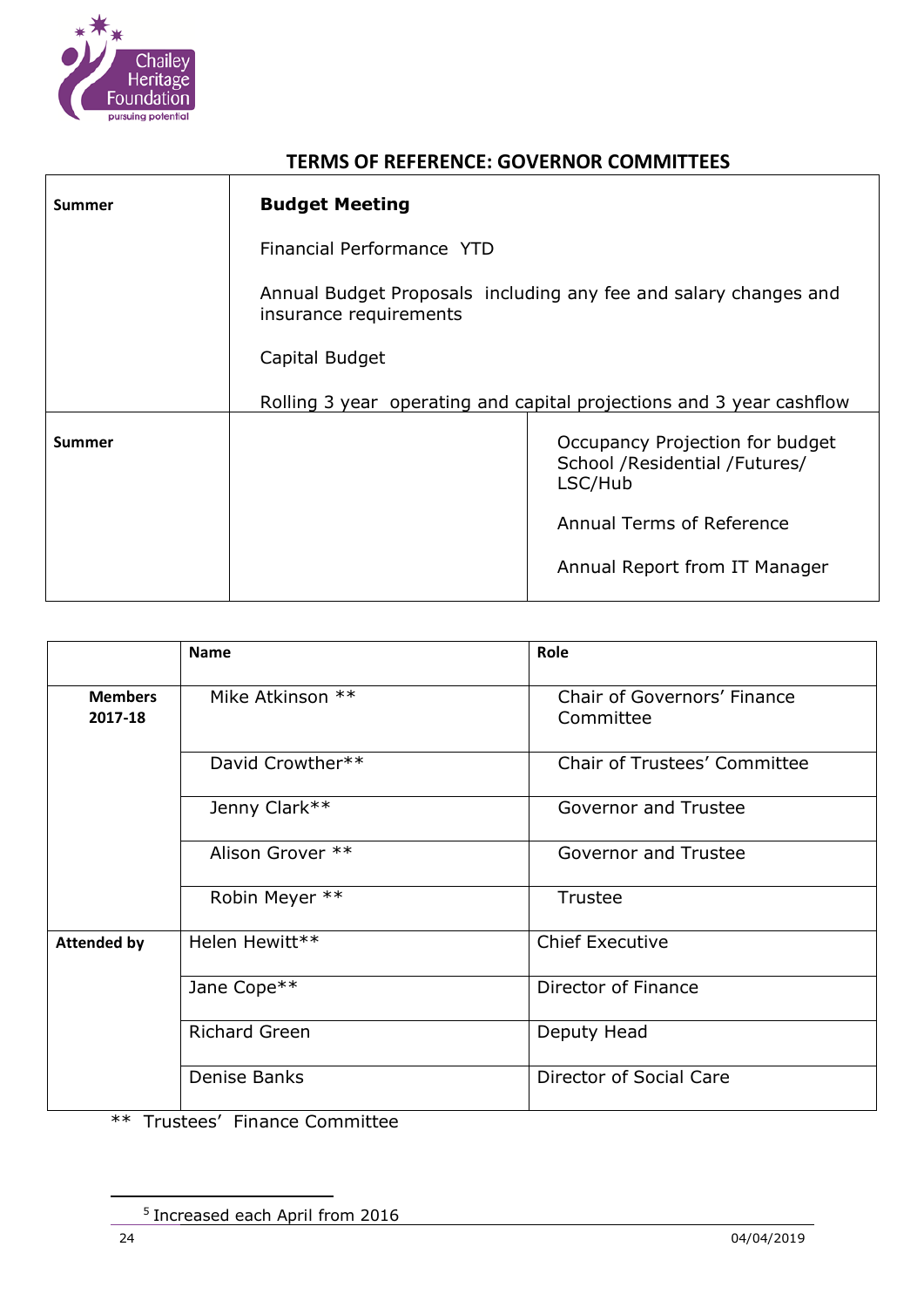## TERMS OF REFERENCE: GOVERNOR COMMITTEES

| | | |
|---|---|---|
| **Summer** | **Budget Meeting**<br><br>Financial Performance YTD<br><br>Annual Budget Proposals including any fee and salary changes and insurance requirements<br><br>Capital Budget<br><br>Rolling 3 year operating and capital projections and 3 year cashflow | |
| **Summer** | | Occupancy Projection for budget School /Residential /Futures/ LSC/Hub<br><br>Annual Terms of Reference<br><br>Annual Report from IT Manager |

| | Name | Role |
|---|---|---|
| **Members 2017-18** | Mike Atkinson ** | Chair of Governors' Finance Committee |
| | David Crowther** | Chair of Trustees' Committee |
| | Jenny Clark** | Governor and Trustee |
| | Alison Grover ** | Governor and Trustee |
| | Robin Meyer ** | Trustee |
| **Attended by** | Helen Hewitt** | Chief Executive |
| | Jane Cope** | Director of Finance |
| | Richard Green | Deputy Head |
| | Denise Banks | Director of Social Care |

** Trustees' Finance Committee

[5] Increased each April from 2016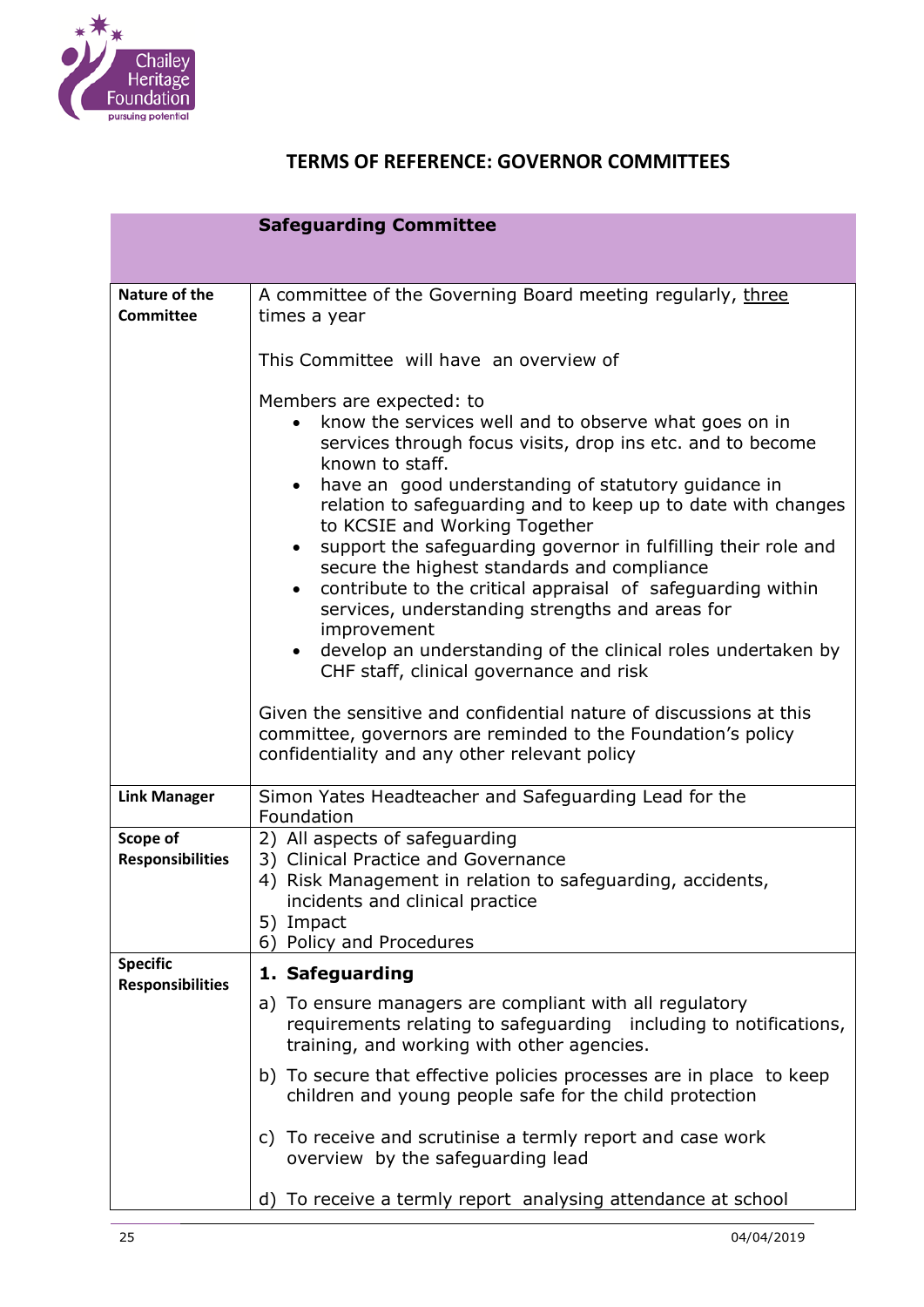## TERMS OF REFERENCE: GOVERNOR COMMITTEES

| | **Safeguarding Committee** |
|---|---|
| **Nature of the Committee** | A committee of the Governing Board meeting regularly, <u>three</u> times a year<br><br>This Committee will have an overview of<br><br>Members are expected: to<br>• know the services well and to observe what goes on in services through focus visits, drop ins etc. and to become known to staff.<br>• have an good understanding of statutory guidance in relation to safeguarding and to keep up to date with changes to KCSIE and Working Together<br>• support the safeguarding governor in fulfilling their role and secure the highest standards and compliance<br>• contribute to the critical appraisal of safeguarding within services, understanding strengths and areas for improvement<br>• develop an understanding of the clinical roles undertaken by CHF staff, clinical governance and risk<br><br>Given the sensitive and confidential nature of discussions at this committee, governors are reminded to the Foundation's policy confidentiality and any other relevant policy |
| **Link Manager** | Simon Yates Headteacher and Safeguarding Lead for the Foundation |
| **Scope of Responsibilities** | 2) All aspects of safeguarding<br>3) Clinical Practice and Governance<br>4) Risk Management in relation to safeguarding, accidents, incidents and clinical practice<br>5) Impact<br>6) Policy and Procedures |
| **Specific Responsibilities** | **1. Safeguarding**<br><br>a) To ensure managers are compliant with all regulatory requirements relating to safeguarding including to notifications, training, and working with other agencies.<br><br>b) To secure that effective policies processes are in place to keep children and young people safe for the child protection<br><br>c) To receive and scrutinise a termly report and case work overview by the safeguarding lead<br><br>d) To receive a termly report analysing attendance at school |

04/04/2019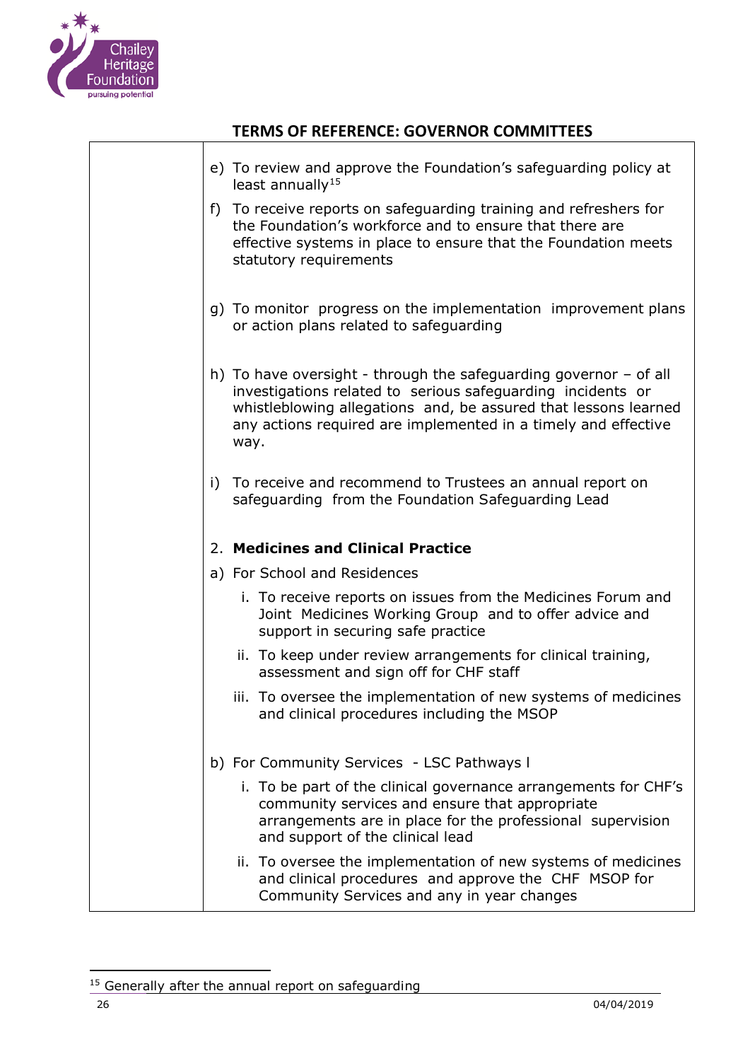## TERMS OF REFERENCE: GOVERNOR COMMITTEES

| | |
|---|---|
| | e) To review and approve the Foundation's safeguarding policy at least annually[15]<br><br>f) To receive reports on safeguarding training and refreshers for the Foundation's workforce and to ensure that there are effective systems in place to ensure that the Foundation meets statutory requirements<br><br>g) To monitor progress on the implementation improvement plans or action plans related to safeguarding<br><br>h) To have oversight - through the safeguarding governor – of all investigations related to serious safeguarding incidents or whistleblowing allegations and, be assured that lessons learned any actions required are implemented in a timely and effective way.<br><br>i) To receive and recommend to Trustees an annual report on safeguarding from the Foundation Safeguarding Lead<br><br>2. **Medicines and Clinical Practice**<br><br>a) For School and Residences<br><br>i. To receive reports on issues from the Medicines Forum and Joint Medicines Working Group and to offer advice and support in securing safe practice<br><br>ii. To keep under review arrangements for clinical training, assessment and sign off for CHF staff<br><br>iii. To oversee the implementation of new systems of medicines and clinical procedures including the MSOP<br><br>b) For Community Services - LSC Pathways l<br><br>i. To be part of the clinical governance arrangements for CHF's community services and ensure that appropriate arrangements are in place for the professional supervision and support of the clinical lead<br><br>ii. To oversee the implementation of new systems of medicines and clinical procedures and approve the CHF MSOP for Community Services and any in year changes |

[15] Generally after the annual report on safeguarding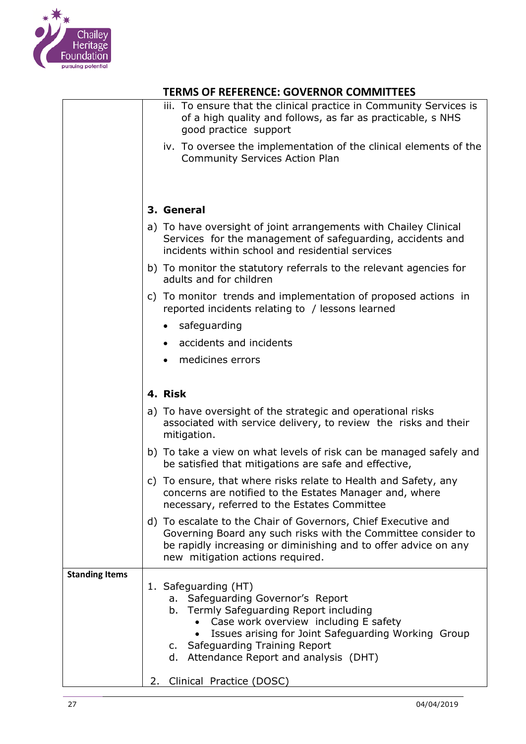## TERMS OF REFERENCE: GOVERNOR COMMITTEES

| | |
|---|---|
| | iii. To ensure that the clinical practice in Community Services is of a high quality and follows, as far as practicable, s NHS good practice support<br><br>iv. To oversee the implementation of the clinical elements of the Community Services Action Plan<br><br>**3. General**<br><br>a) To have oversight of joint arrangements with Chailey Clinical Services for the management of safeguarding, accidents and incidents within school and residential services<br><br>b) To monitor the statutory referrals to the relevant agencies for adults and for children<br><br>c) To monitor trends and implementation of proposed actions in reported incidents relating to / lessons learned<br>• safeguarding<br>• accidents and incidents<br>• medicines errors<br><br>**4. Risk**<br><br>a) To have oversight of the strategic and operational risks associated with service delivery, to review the risks and their mitigation.<br><br>b) To take a view on what levels of risk can be managed safely and be satisfied that mitigations are safe and effective,<br><br>c) To ensure, that where risks relate to Health and Safety, any concerns are notified to the Estates Manager and, where necessary, referred to the Estates Committee<br><br>d) To escalate to the Chair of Governors, Chief Executive and Governing Board any such risks with the Committee consider to be rapidly increasing or diminishing and to offer advice on any new mitigation actions required. |
| **Standing Items** | 1. Safeguarding (HT)<br>a. Safeguarding Governor's Report<br>b. Termly Safeguarding Report including<br>• Case work overview including E safety<br>• Issues arising for Joint Safeguarding Working Group<br>c. Safeguarding Training Report<br>d. Attendance Report and analysis (DHT)<br><br>2. Clinical Practice (DOSC) |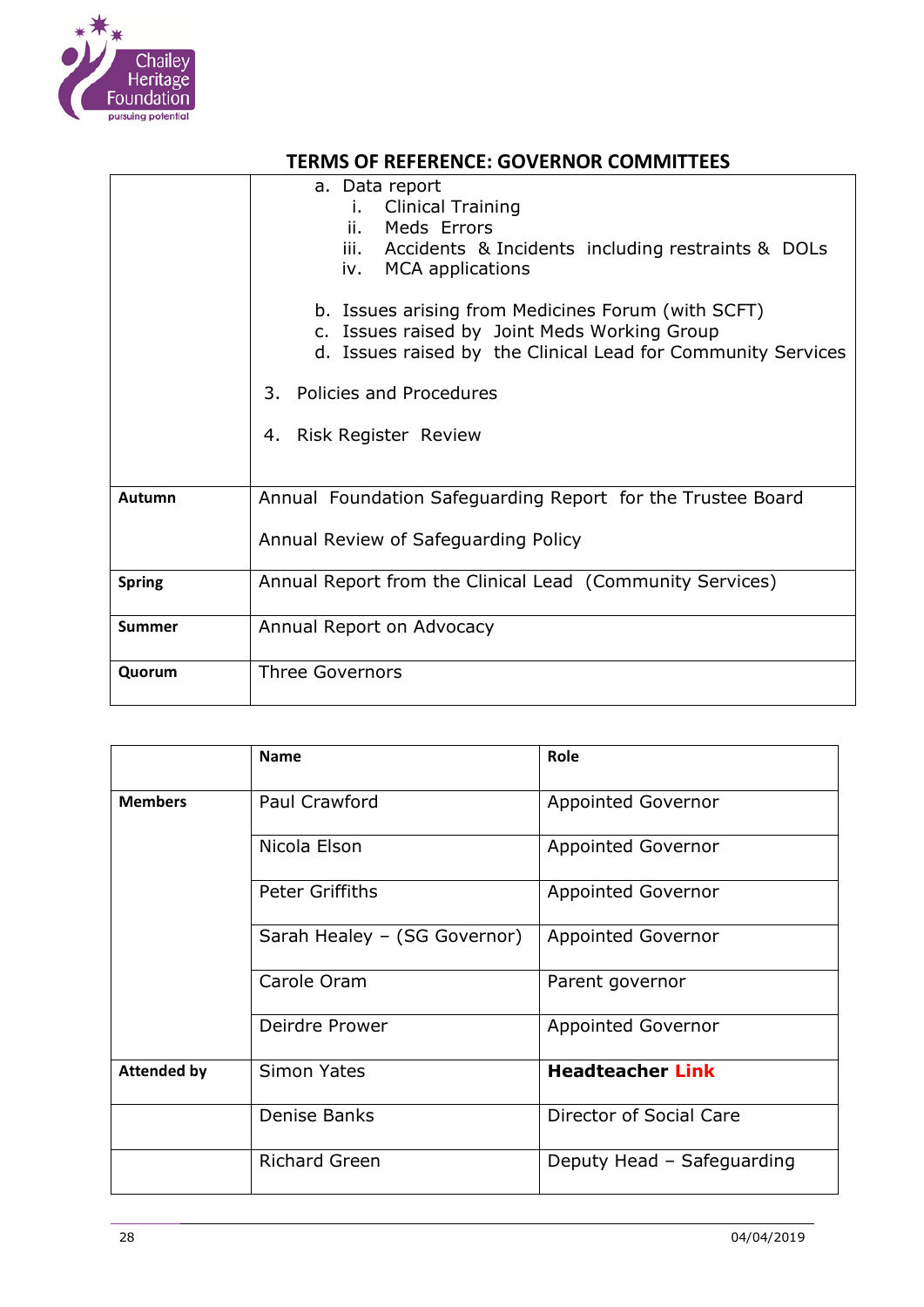## TERMS OF REFERENCE: GOVERNOR COMMITTEES

| | |
|---|---|
| | a. Data report<br>i. Clinical Training<br>ii. Meds Errors<br>iii. Accidents & Incidents including restraints & DOLs<br>iv. MCA applications<br><br>b. Issues arising from Medicines Forum (with SCFT)<br>c. Issues raised by Joint Meds Working Group<br>d. Issues raised by the Clinical Lead for Community Services<br><br>3. Policies and Procedures<br><br>4. Risk Register Review |
| **Autumn** | Annual Foundation Safeguarding Report for the Trustee Board<br><br>Annual Review of Safeguarding Policy |
| **Spring** | Annual Report from the Clinical Lead (Community Services) |
| **Summer** | Annual Report on Advocacy |
| **Quorum** | Three Governors |

| | **Name** | **Role** |
|---|---|---|
| **Members** | Paul Crawford | Appointed Governor |
| | Nicola Elson | Appointed Governor |
| | Peter Griffiths | Appointed Governor |
| | Sarah Healey – (SG Governor) | Appointed Governor |
| | Carole Oram | Parent governor |
| | Deirdre Prower | Appointed Governor |
| **Attended by** | Simon Yates | **Headteacher Link** |
| | Denise Banks | Director of Social Care |
| | Richard Green | Deputy Head – Safeguarding |

04/04/2019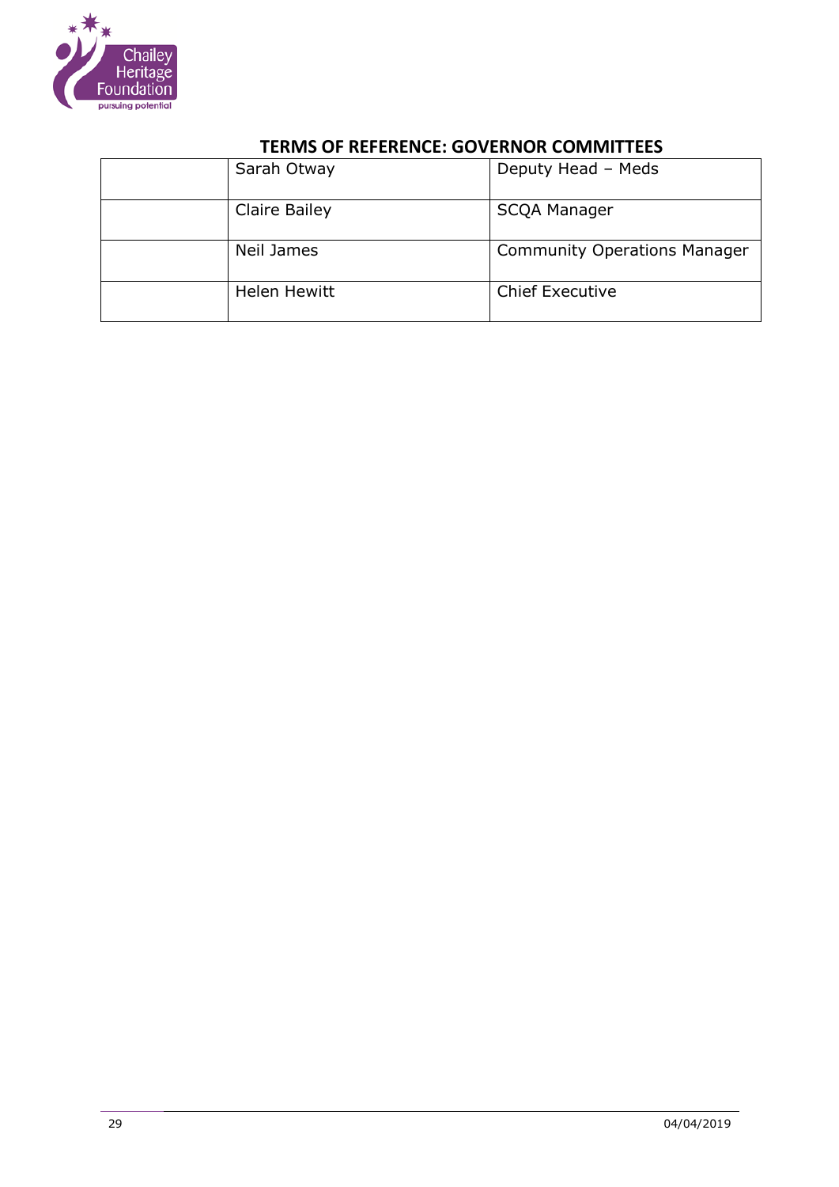## TERMS OF REFERENCE: GOVERNOR COMMITTEES

| | | |
|---|---|---|
| | Sarah Otway | Deputy Head – Meds |
| | Claire Bailey | SCQA Manager |
| | Neil James | Community Operations Manager |
| | Helen Hewitt | Chief Executive |